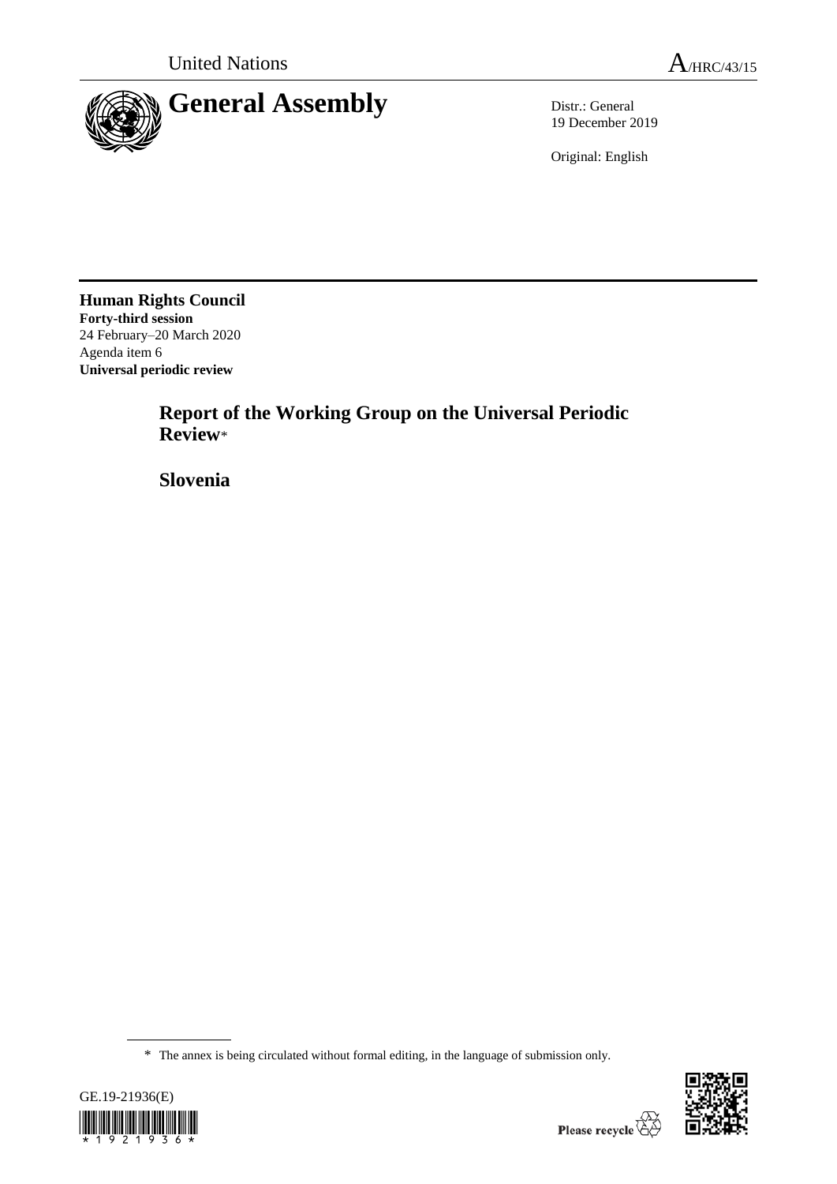United Nations

A/HRC/43/15

# General Assembly

Distr.: General
19 December 2019

Original: English

**Human Rights Council**
**Forty-third session**
24 February–20 March 2020
Agenda item 6
**Universal periodic review**

## Report of the Working Group on the Universal Periodic Review*

## Slovenia

* The annex is being circulated without formal editing, in the language of submission only.

GE.19-21936(E)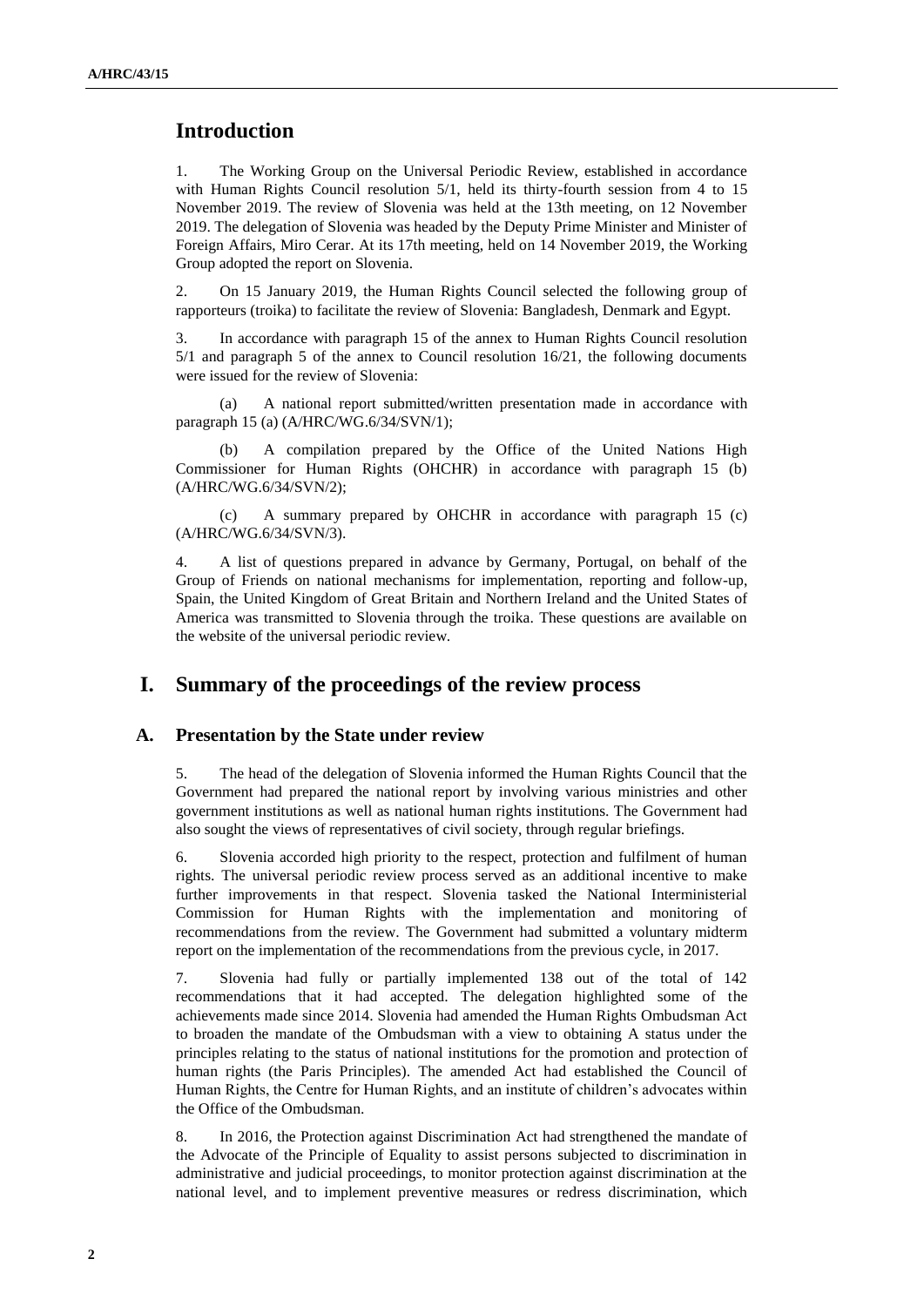## Introduction

1. The Working Group on the Universal Periodic Review, established in accordance with Human Rights Council resolution 5/1, held its thirty-fourth session from 4 to 15 November 2019. The review of Slovenia was held at the 13th meeting, on 12 November 2019. The delegation of Slovenia was headed by the Deputy Prime Minister and Minister of Foreign Affairs, Miro Cerar. At its 17th meeting, held on 14 November 2019, the Working Group adopted the report on Slovenia.

2. On 15 January 2019, the Human Rights Council selected the following group of rapporteurs (troika) to facilitate the review of Slovenia: Bangladesh, Denmark and Egypt.

3. In accordance with paragraph 15 of the annex to Human Rights Council resolution 5/1 and paragraph 5 of the annex to Council resolution 16/21, the following documents were issued for the review of Slovenia:

(a) A national report submitted/written presentation made in accordance with paragraph 15 (a) (A/HRC/WG.6/34/SVN/1);

(b) A compilation prepared by the Office of the United Nations High Commissioner for Human Rights (OHCHR) in accordance with paragraph 15 (b) (A/HRC/WG.6/34/SVN/2);

(c) A summary prepared by OHCHR in accordance with paragraph 15 (c) (A/HRC/WG.6/34/SVN/3).

4. A list of questions prepared in advance by Germany, Portugal, on behalf of the Group of Friends on national mechanisms for implementation, reporting and follow-up, Spain, the United Kingdom of Great Britain and Northern Ireland and the United States of America was transmitted to Slovenia through the troika. These questions are available on the website of the universal periodic review.

## I. Summary of the proceedings of the review process

### A. Presentation by the State under review

5. The head of the delegation of Slovenia informed the Human Rights Council that the Government had prepared the national report by involving various ministries and other government institutions as well as national human rights institutions. The Government had also sought the views of representatives of civil society, through regular briefings.

6. Slovenia accorded high priority to the respect, protection and fulfilment of human rights. The universal periodic review process served as an additional incentive to make further improvements in that respect. Slovenia tasked the National Interministerial Commission for Human Rights with the implementation and monitoring of recommendations from the review. The Government had submitted a voluntary midterm report on the implementation of the recommendations from the previous cycle, in 2017.

7. Slovenia had fully or partially implemented 138 out of the total of 142 recommendations that it had accepted. The delegation highlighted some of the achievements made since 2014. Slovenia had amended the Human Rights Ombudsman Act to broaden the mandate of the Ombudsman with a view to obtaining A status under the principles relating to the status of national institutions for the promotion and protection of human rights (the Paris Principles). The amended Act had established the Council of Human Rights, the Centre for Human Rights, and an institute of children's advocates within the Office of the Ombudsman.

8. In 2016, the Protection against Discrimination Act had strengthened the mandate of the Advocate of the Principle of Equality to assist persons subjected to discrimination in administrative and judicial proceedings, to monitor protection against discrimination at the national level, and to implement preventive measures or redress discrimination, which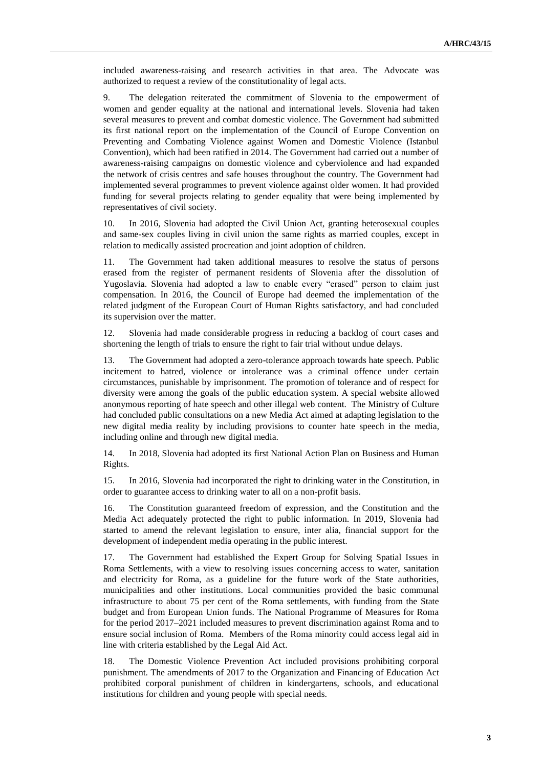included awareness-raising and research activities in that area. The Advocate was authorized to request a review of the constitutionality of legal acts.

9. The delegation reiterated the commitment of Slovenia to the empowerment of women and gender equality at the national and international levels. Slovenia had taken several measures to prevent and combat domestic violence. The Government had submitted its first national report on the implementation of the Council of Europe Convention on Preventing and Combating Violence against Women and Domestic Violence (Istanbul Convention), which had been ratified in 2014. The Government had carried out a number of awareness-raising campaigns on domestic violence and cyberviolence and had expanded the network of crisis centres and safe houses throughout the country. The Government had implemented several programmes to prevent violence against older women. It had provided funding for several projects relating to gender equality that were being implemented by representatives of civil society.

10. In 2016, Slovenia had adopted the Civil Union Act, granting heterosexual couples and same-sex couples living in civil union the same rights as married couples, except in relation to medically assisted procreation and joint adoption of children.

11. The Government had taken additional measures to resolve the status of persons erased from the register of permanent residents of Slovenia after the dissolution of Yugoslavia. Slovenia had adopted a law to enable every "erased" person to claim just compensation. In 2016, the Council of Europe had deemed the implementation of the related judgment of the European Court of Human Rights satisfactory, and had concluded its supervision over the matter.

12. Slovenia had made considerable progress in reducing a backlog of court cases and shortening the length of trials to ensure the right to fair trial without undue delays.

13. The Government had adopted a zero-tolerance approach towards hate speech. Public incitement to hatred, violence or intolerance was a criminal offence under certain circumstances, punishable by imprisonment. The promotion of tolerance and of respect for diversity were among the goals of the public education system. A special website allowed anonymous reporting of hate speech and other illegal web content. The Ministry of Culture had concluded public consultations on a new Media Act aimed at adapting legislation to the new digital media reality by including provisions to counter hate speech in the media, including online and through new digital media.

14. In 2018, Slovenia had adopted its first National Action Plan on Business and Human Rights.

15. In 2016, Slovenia had incorporated the right to drinking water in the Constitution, in order to guarantee access to drinking water to all on a non-profit basis.

16. The Constitution guaranteed freedom of expression, and the Constitution and the Media Act adequately protected the right to public information. In 2019, Slovenia had started to amend the relevant legislation to ensure, inter alia, financial support for the development of independent media operating in the public interest.

17. The Government had established the Expert Group for Solving Spatial Issues in Roma Settlements, with a view to resolving issues concerning access to water, sanitation and electricity for Roma, as a guideline for the future work of the State authorities, municipalities and other institutions. Local communities provided the basic communal infrastructure to about 75 per cent of the Roma settlements, with funding from the State budget and from European Union funds. The National Programme of Measures for Roma for the period 2017–2021 included measures to prevent discrimination against Roma and to ensure social inclusion of Roma. Members of the Roma minority could access legal aid in line with criteria established by the Legal Aid Act.

18. The Domestic Violence Prevention Act included provisions prohibiting corporal punishment. The amendments of 2017 to the Organization and Financing of Education Act prohibited corporal punishment of children in kindergartens, schools, and educational institutions for children and young people with special needs.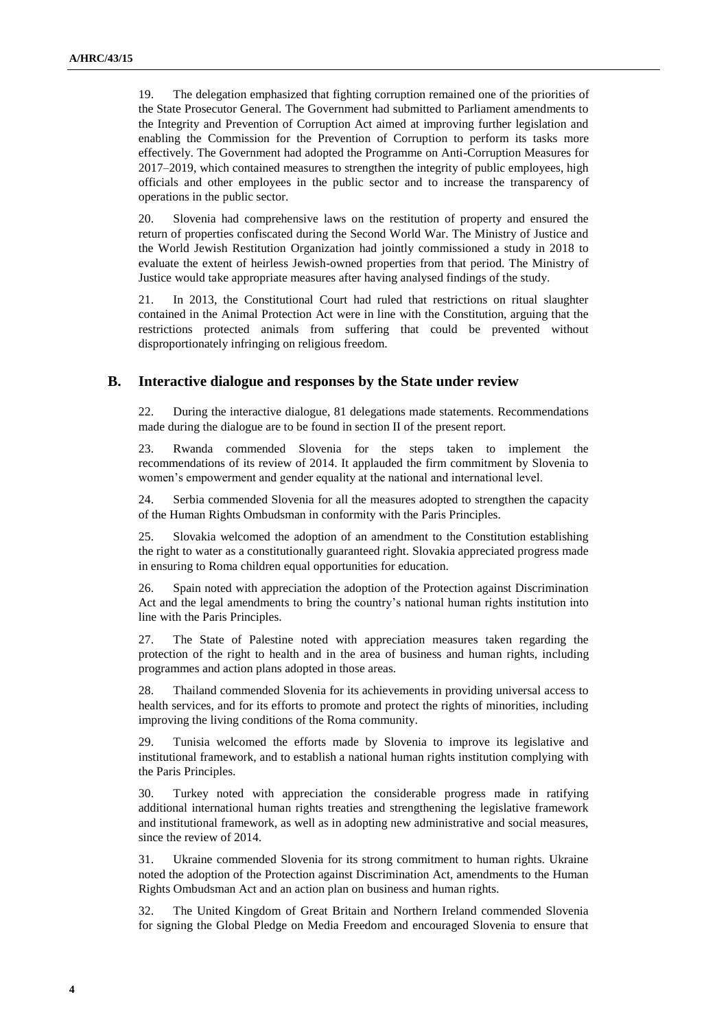19. The delegation emphasized that fighting corruption remained one of the priorities of the State Prosecutor General. The Government had submitted to Parliament amendments to the Integrity and Prevention of Corruption Act aimed at improving further legislation and enabling the Commission for the Prevention of Corruption to perform its tasks more effectively. The Government had adopted the Programme on Anti-Corruption Measures for 2017–2019, which contained measures to strengthen the integrity of public employees, high officials and other employees in the public sector and to increase the transparency of operations in the public sector.

20. Slovenia had comprehensive laws on the restitution of property and ensured the return of properties confiscated during the Second World War. The Ministry of Justice and the World Jewish Restitution Organization had jointly commissioned a study in 2018 to evaluate the extent of heirless Jewish-owned properties from that period. The Ministry of Justice would take appropriate measures after having analysed findings of the study.

21. In 2013, the Constitutional Court had ruled that restrictions on ritual slaughter contained in the Animal Protection Act were in line with the Constitution, arguing that the restrictions protected animals from suffering that could be prevented without disproportionately infringing on religious freedom.

## B. Interactive dialogue and responses by the State under review

22. During the interactive dialogue, 81 delegations made statements. Recommendations made during the dialogue are to be found in section II of the present report.

23. Rwanda commended Slovenia for the steps taken to implement the recommendations of its review of 2014. It applauded the firm commitment by Slovenia to women's empowerment and gender equality at the national and international level.

24. Serbia commended Slovenia for all the measures adopted to strengthen the capacity of the Human Rights Ombudsman in conformity with the Paris Principles.

25. Slovakia welcomed the adoption of an amendment to the Constitution establishing the right to water as a constitutionally guaranteed right. Slovakia appreciated progress made in ensuring to Roma children equal opportunities for education.

26. Spain noted with appreciation the adoption of the Protection against Discrimination Act and the legal amendments to bring the country's national human rights institution into line with the Paris Principles.

27. The State of Palestine noted with appreciation measures taken regarding the protection of the right to health and in the area of business and human rights, including programmes and action plans adopted in those areas.

28. Thailand commended Slovenia for its achievements in providing universal access to health services, and for its efforts to promote and protect the rights of minorities, including improving the living conditions of the Roma community.

29. Tunisia welcomed the efforts made by Slovenia to improve its legislative and institutional framework, and to establish a national human rights institution complying with the Paris Principles.

30. Turkey noted with appreciation the considerable progress made in ratifying additional international human rights treaties and strengthening the legislative framework and institutional framework, as well as in adopting new administrative and social measures, since the review of 2014.

31. Ukraine commended Slovenia for its strong commitment to human rights. Ukraine noted the adoption of the Protection against Discrimination Act, amendments to the Human Rights Ombudsman Act and an action plan on business and human rights.

32. The United Kingdom of Great Britain and Northern Ireland commended Slovenia for signing the Global Pledge on Media Freedom and encouraged Slovenia to ensure that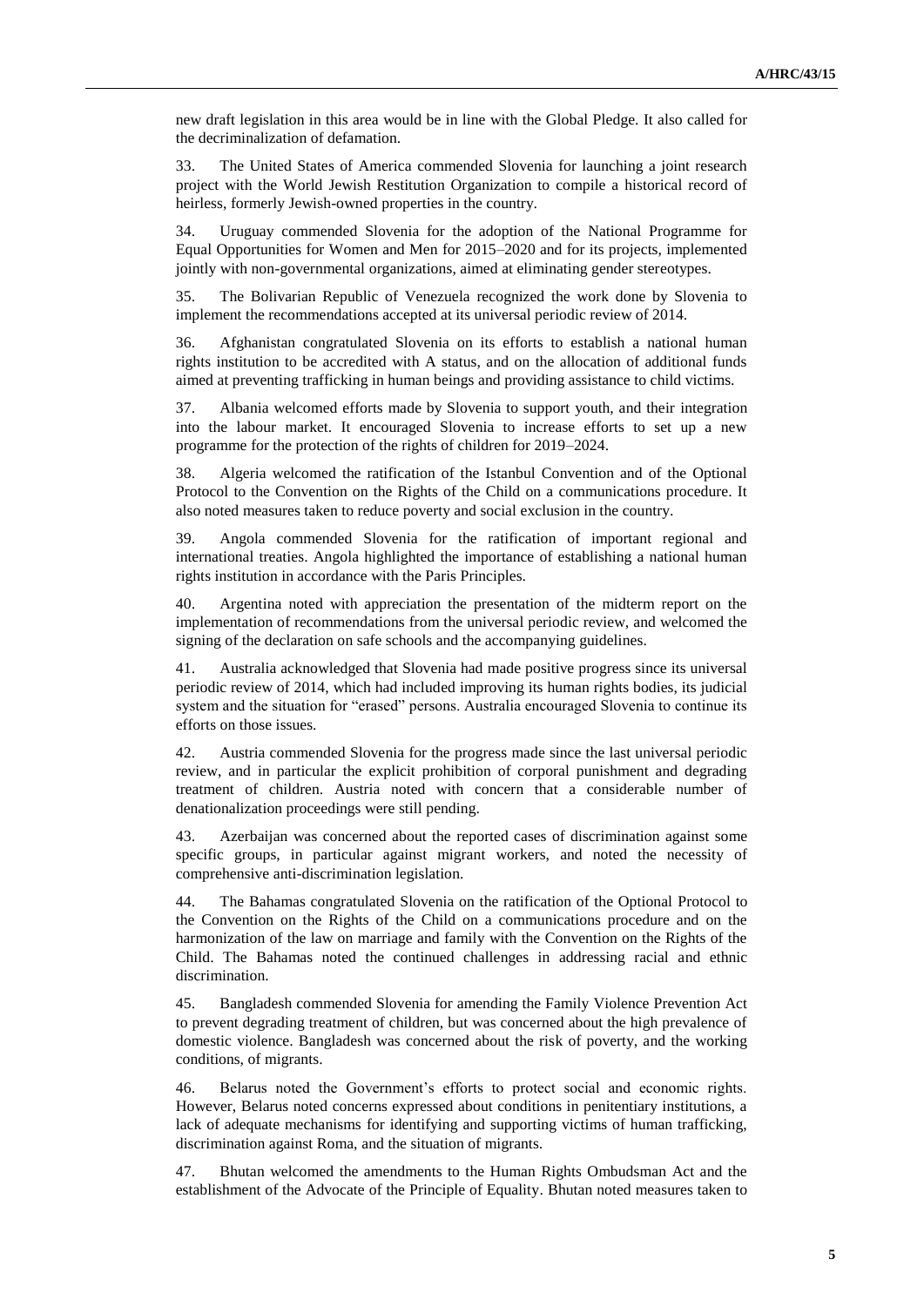new draft legislation in this area would be in line with the Global Pledge. It also called for the decriminalization of defamation.

33. The United States of America commended Slovenia for launching a joint research project with the World Jewish Restitution Organization to compile a historical record of heirless, formerly Jewish-owned properties in the country.

34. Uruguay commended Slovenia for the adoption of the National Programme for Equal Opportunities for Women and Men for 2015–2020 and for its projects, implemented jointly with non-governmental organizations, aimed at eliminating gender stereotypes.

35. The Bolivarian Republic of Venezuela recognized the work done by Slovenia to implement the recommendations accepted at its universal periodic review of 2014.

36. Afghanistan congratulated Slovenia on its efforts to establish a national human rights institution to be accredited with A status, and on the allocation of additional funds aimed at preventing trafficking in human beings and providing assistance to child victims.

37. Albania welcomed efforts made by Slovenia to support youth, and their integration into the labour market. It encouraged Slovenia to increase efforts to set up a new programme for the protection of the rights of children for 2019–2024.

38. Algeria welcomed the ratification of the Istanbul Convention and of the Optional Protocol to the Convention on the Rights of the Child on a communications procedure. It also noted measures taken to reduce poverty and social exclusion in the country.

39. Angola commended Slovenia for the ratification of important regional and international treaties. Angola highlighted the importance of establishing a national human rights institution in accordance with the Paris Principles.

40. Argentina noted with appreciation the presentation of the midterm report on the implementation of recommendations from the universal periodic review, and welcomed the signing of the declaration on safe schools and the accompanying guidelines.

41. Australia acknowledged that Slovenia had made positive progress since its universal periodic review of 2014, which had included improving its human rights bodies, its judicial system and the situation for "erased" persons. Australia encouraged Slovenia to continue its efforts on those issues.

42. Austria commended Slovenia for the progress made since the last universal periodic review, and in particular the explicit prohibition of corporal punishment and degrading treatment of children. Austria noted with concern that a considerable number of denationalization proceedings were still pending.

43. Azerbaijan was concerned about the reported cases of discrimination against some specific groups, in particular against migrant workers, and noted the necessity of comprehensive anti-discrimination legislation.

44. The Bahamas congratulated Slovenia on the ratification of the Optional Protocol to the Convention on the Rights of the Child on a communications procedure and on the harmonization of the law on marriage and family with the Convention on the Rights of the Child. The Bahamas noted the continued challenges in addressing racial and ethnic discrimination.

45. Bangladesh commended Slovenia for amending the Family Violence Prevention Act to prevent degrading treatment of children, but was concerned about the high prevalence of domestic violence. Bangladesh was concerned about the risk of poverty, and the working conditions, of migrants.

46. Belarus noted the Government's efforts to protect social and economic rights. However, Belarus noted concerns expressed about conditions in penitentiary institutions, a lack of adequate mechanisms for identifying and supporting victims of human trafficking, discrimination against Roma, and the situation of migrants.

47. Bhutan welcomed the amendments to the Human Rights Ombudsman Act and the establishment of the Advocate of the Principle of Equality. Bhutan noted measures taken to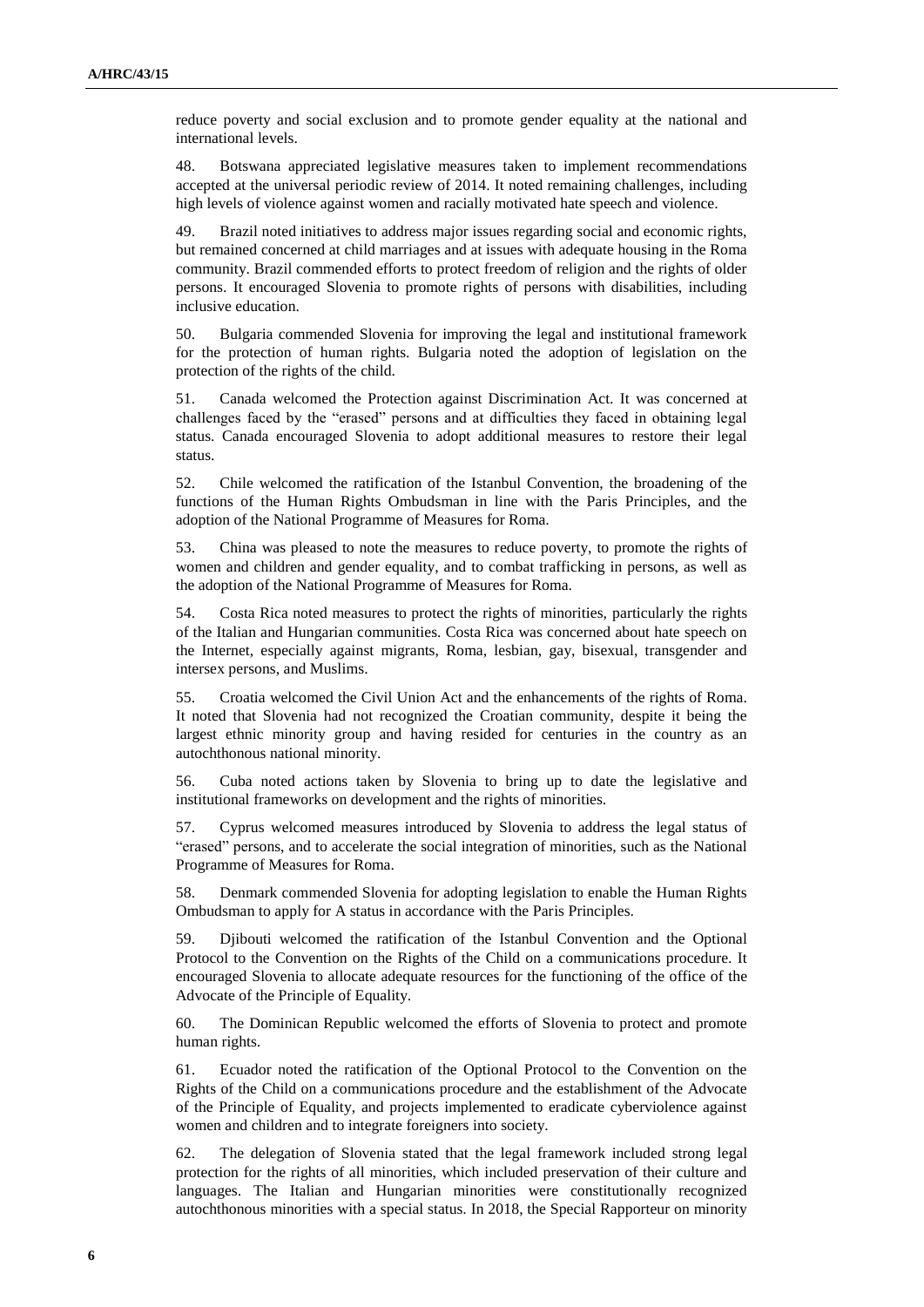reduce poverty and social exclusion and to promote gender equality at the national and international levels.

48. Botswana appreciated legislative measures taken to implement recommendations accepted at the universal periodic review of 2014. It noted remaining challenges, including high levels of violence against women and racially motivated hate speech and violence.

49. Brazil noted initiatives to address major issues regarding social and economic rights, but remained concerned at child marriages and at issues with adequate housing in the Roma community. Brazil commended efforts to protect freedom of religion and the rights of older persons. It encouraged Slovenia to promote rights of persons with disabilities, including inclusive education.

50. Bulgaria commended Slovenia for improving the legal and institutional framework for the protection of human rights. Bulgaria noted the adoption of legislation on the protection of the rights of the child.

51. Canada welcomed the Protection against Discrimination Act. It was concerned at challenges faced by the "erased" persons and at difficulties they faced in obtaining legal status. Canada encouraged Slovenia to adopt additional measures to restore their legal status.

52. Chile welcomed the ratification of the Istanbul Convention, the broadening of the functions of the Human Rights Ombudsman in line with the Paris Principles, and the adoption of the National Programme of Measures for Roma.

53. China was pleased to note the measures to reduce poverty, to promote the rights of women and children and gender equality, and to combat trafficking in persons, as well as the adoption of the National Programme of Measures for Roma.

54. Costa Rica noted measures to protect the rights of minorities, particularly the rights of the Italian and Hungarian communities. Costa Rica was concerned about hate speech on the Internet, especially against migrants, Roma, lesbian, gay, bisexual, transgender and intersex persons, and Muslims.

55. Croatia welcomed the Civil Union Act and the enhancements of the rights of Roma. It noted that Slovenia had not recognized the Croatian community, despite it being the largest ethnic minority group and having resided for centuries in the country as an autochthonous national minority.

56. Cuba noted actions taken by Slovenia to bring up to date the legislative and institutional frameworks on development and the rights of minorities.

57. Cyprus welcomed measures introduced by Slovenia to address the legal status of "erased" persons, and to accelerate the social integration of minorities, such as the National Programme of Measures for Roma.

58. Denmark commended Slovenia for adopting legislation to enable the Human Rights Ombudsman to apply for A status in accordance with the Paris Principles.

59. Djibouti welcomed the ratification of the Istanbul Convention and the Optional Protocol to the Convention on the Rights of the Child on a communications procedure. It encouraged Slovenia to allocate adequate resources for the functioning of the office of the Advocate of the Principle of Equality.

60. The Dominican Republic welcomed the efforts of Slovenia to protect and promote human rights.

61. Ecuador noted the ratification of the Optional Protocol to the Convention on the Rights of the Child on a communications procedure and the establishment of the Advocate of the Principle of Equality, and projects implemented to eradicate cyberviolence against women and children and to integrate foreigners into society.

62. The delegation of Slovenia stated that the legal framework included strong legal protection for the rights of all minorities, which included preservation of their culture and languages. The Italian and Hungarian minorities were constitutionally recognized autochthonous minorities with a special status. In 2018, the Special Rapporteur on minority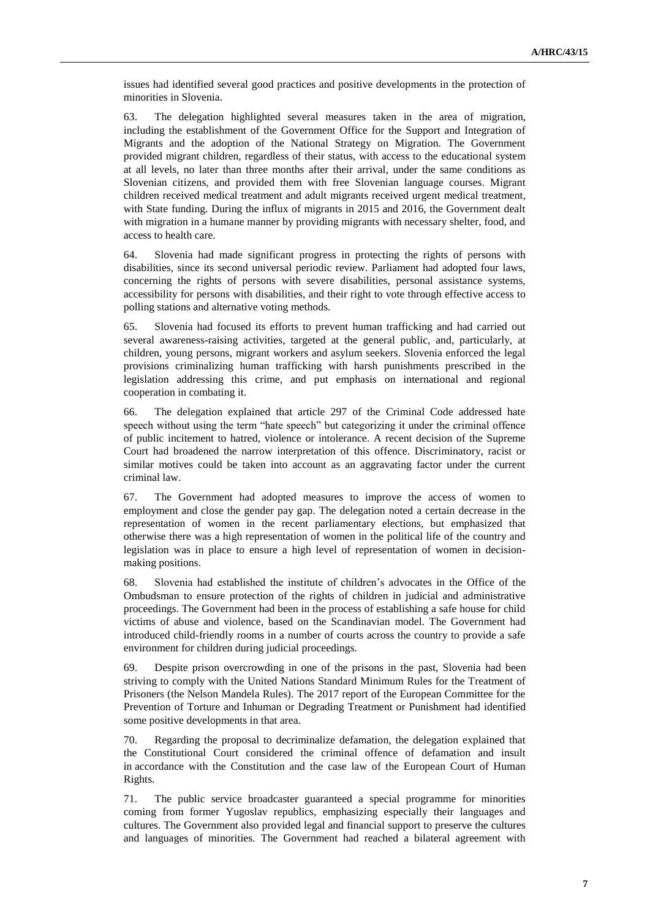issues had identified several good practices and positive developments in the protection of minorities in Slovenia.

63. The delegation highlighted several measures taken in the area of migration, including the establishment of the Government Office for the Support and Integration of Migrants and the adoption of the National Strategy on Migration. The Government provided migrant children, regardless of their status, with access to the educational system at all levels, no later than three months after their arrival, under the same conditions as Slovenian citizens, and provided them with free Slovenian language courses. Migrant children received medical treatment and adult migrants received urgent medical treatment, with State funding. During the influx of migrants in 2015 and 2016, the Government dealt with migration in a humane manner by providing migrants with necessary shelter, food, and access to health care.

64. Slovenia had made significant progress in protecting the rights of persons with disabilities, since its second universal periodic review. Parliament had adopted four laws, concerning the rights of persons with severe disabilities, personal assistance systems, accessibility for persons with disabilities, and their right to vote through effective access to polling stations and alternative voting methods.

65. Slovenia had focused its efforts to prevent human trafficking and had carried out several awareness-raising activities, targeted at the general public, and, particularly, at children, young persons, migrant workers and asylum seekers. Slovenia enforced the legal provisions criminalizing human trafficking with harsh punishments prescribed in the legislation addressing this crime, and put emphasis on international and regional cooperation in combating it.

66. The delegation explained that article 297 of the Criminal Code addressed hate speech without using the term "hate speech" but categorizing it under the criminal offence of public incitement to hatred, violence or intolerance. A recent decision of the Supreme Court had broadened the narrow interpretation of this offence. Discriminatory, racist or similar motives could be taken into account as an aggravating factor under the current criminal law.

67. The Government had adopted measures to improve the access of women to employment and close the gender pay gap. The delegation noted a certain decrease in the representation of women in the recent parliamentary elections, but emphasized that otherwise there was a high representation of women in the political life of the country and legislation was in place to ensure a high level of representation of women in decision-making positions.

68. Slovenia had established the institute of children's advocates in the Office of the Ombudsman to ensure protection of the rights of children in judicial and administrative proceedings. The Government had been in the process of establishing a safe house for child victims of abuse and violence, based on the Scandinavian model. The Government had introduced child-friendly rooms in a number of courts across the country to provide a safe environment for children during judicial proceedings.

69. Despite prison overcrowding in one of the prisons in the past, Slovenia had been striving to comply with the United Nations Standard Minimum Rules for the Treatment of Prisoners (the Nelson Mandela Rules). The 2017 report of the European Committee for the Prevention of Torture and Inhuman or Degrading Treatment or Punishment had identified some positive developments in that area.

70. Regarding the proposal to decriminalize defamation, the delegation explained that the Constitutional Court considered the criminal offence of defamation and insult in accordance with the Constitution and the case law of the European Court of Human Rights.

71. The public service broadcaster guaranteed a special programme for minorities coming from former Yugoslav republics, emphasizing especially their languages and cultures. The Government also provided legal and financial support to preserve the cultures and languages of minorities. The Government had reached a bilateral agreement with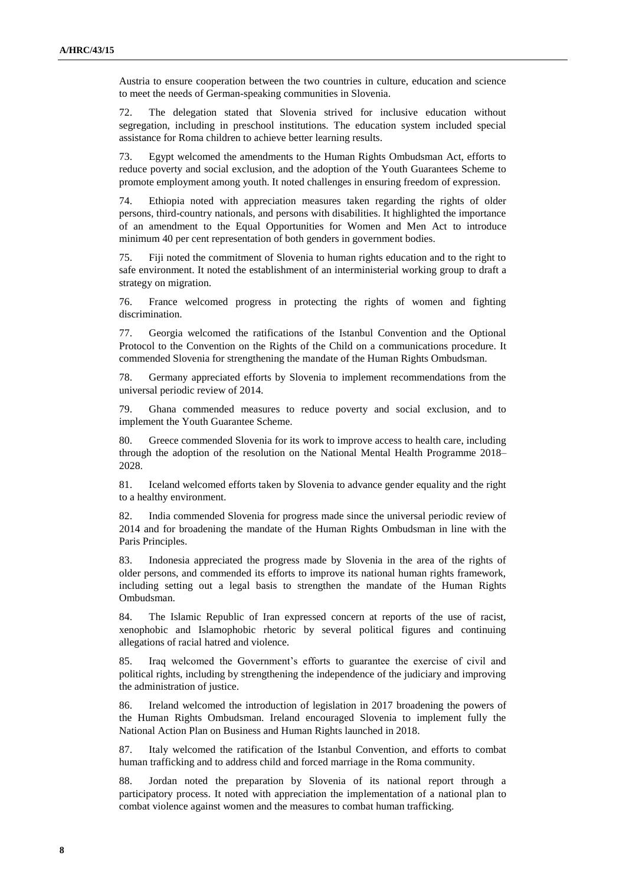Austria to ensure cooperation between the two countries in culture, education and science to meet the needs of German-speaking communities in Slovenia.

72. The delegation stated that Slovenia strived for inclusive education without segregation, including in preschool institutions. The education system included special assistance for Roma children to achieve better learning results.

73. Egypt welcomed the amendments to the Human Rights Ombudsman Act, efforts to reduce poverty and social exclusion, and the adoption of the Youth Guarantees Scheme to promote employment among youth. It noted challenges in ensuring freedom of expression.

74. Ethiopia noted with appreciation measures taken regarding the rights of older persons, third-country nationals, and persons with disabilities. It highlighted the importance of an amendment to the Equal Opportunities for Women and Men Act to introduce minimum 40 per cent representation of both genders in government bodies.

75. Fiji noted the commitment of Slovenia to human rights education and to the right to safe environment. It noted the establishment of an interministerial working group to draft a strategy on migration.

76. France welcomed progress in protecting the rights of women and fighting discrimination.

77. Georgia welcomed the ratifications of the Istanbul Convention and the Optional Protocol to the Convention on the Rights of the Child on a communications procedure. It commended Slovenia for strengthening the mandate of the Human Rights Ombudsman.

78. Germany appreciated efforts by Slovenia to implement recommendations from the universal periodic review of 2014.

79. Ghana commended measures to reduce poverty and social exclusion, and to implement the Youth Guarantee Scheme.

80. Greece commended Slovenia for its work to improve access to health care, including through the adoption of the resolution on the National Mental Health Programme 2018–2028.

81. Iceland welcomed efforts taken by Slovenia to advance gender equality and the right to a healthy environment.

82. India commended Slovenia for progress made since the universal periodic review of 2014 and for broadening the mandate of the Human Rights Ombudsman in line with the Paris Principles.

83. Indonesia appreciated the progress made by Slovenia in the area of the rights of older persons, and commended its efforts to improve its national human rights framework, including setting out a legal basis to strengthen the mandate of the Human Rights Ombudsman.

84. The Islamic Republic of Iran expressed concern at reports of the use of racist, xenophobic and Islamophobic rhetoric by several political figures and continuing allegations of racial hatred and violence.

85. Iraq welcomed the Government's efforts to guarantee the exercise of civil and political rights, including by strengthening the independence of the judiciary and improving the administration of justice.

86. Ireland welcomed the introduction of legislation in 2017 broadening the powers of the Human Rights Ombudsman. Ireland encouraged Slovenia to implement fully the National Action Plan on Business and Human Rights launched in 2018.

87. Italy welcomed the ratification of the Istanbul Convention, and efforts to combat human trafficking and to address child and forced marriage in the Roma community.

88. Jordan noted the preparation by Slovenia of its national report through a participatory process. It noted with appreciation the implementation of a national plan to combat violence against women and the measures to combat human trafficking.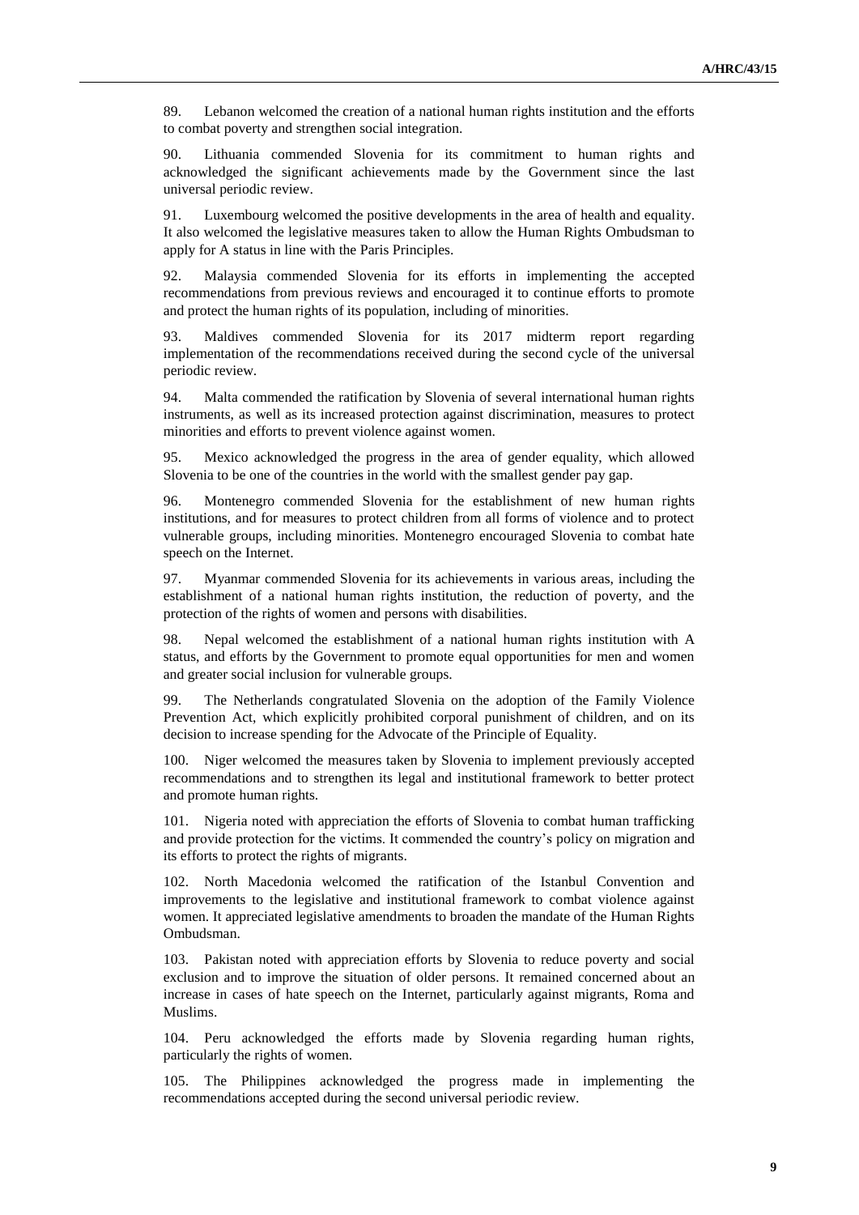89. Lebanon welcomed the creation of a national human rights institution and the efforts to combat poverty and strengthen social integration.

90. Lithuania commended Slovenia for its commitment to human rights and acknowledged the significant achievements made by the Government since the last universal periodic review.

91. Luxembourg welcomed the positive developments in the area of health and equality. It also welcomed the legislative measures taken to allow the Human Rights Ombudsman to apply for A status in line with the Paris Principles.

92. Malaysia commended Slovenia for its efforts in implementing the accepted recommendations from previous reviews and encouraged it to continue efforts to promote and protect the human rights of its population, including of minorities.

93. Maldives commended Slovenia for its 2017 midterm report regarding implementation of the recommendations received during the second cycle of the universal periodic review.

94. Malta commended the ratification by Slovenia of several international human rights instruments, as well as its increased protection against discrimination, measures to protect minorities and efforts to prevent violence against women.

95. Mexico acknowledged the progress in the area of gender equality, which allowed Slovenia to be one of the countries in the world with the smallest gender pay gap.

96. Montenegro commended Slovenia for the establishment of new human rights institutions, and for measures to protect children from all forms of violence and to protect vulnerable groups, including minorities. Montenegro encouraged Slovenia to combat hate speech on the Internet.

97. Myanmar commended Slovenia for its achievements in various areas, including the establishment of a national human rights institution, the reduction of poverty, and the protection of the rights of women and persons with disabilities.

98. Nepal welcomed the establishment of a national human rights institution with A status, and efforts by the Government to promote equal opportunities for men and women and greater social inclusion for vulnerable groups.

99. The Netherlands congratulated Slovenia on the adoption of the Family Violence Prevention Act, which explicitly prohibited corporal punishment of children, and on its decision to increase spending for the Advocate of the Principle of Equality.

100. Niger welcomed the measures taken by Slovenia to implement previously accepted recommendations and to strengthen its legal and institutional framework to better protect and promote human rights.

101. Nigeria noted with appreciation the efforts of Slovenia to combat human trafficking and provide protection for the victims. It commended the country's policy on migration and its efforts to protect the rights of migrants.

102. North Macedonia welcomed the ratification of the Istanbul Convention and improvements to the legislative and institutional framework to combat violence against women. It appreciated legislative amendments to broaden the mandate of the Human Rights Ombudsman.

103. Pakistan noted with appreciation efforts by Slovenia to reduce poverty and social exclusion and to improve the situation of older persons. It remained concerned about an increase in cases of hate speech on the Internet, particularly against migrants, Roma and Muslims.

104. Peru acknowledged the efforts made by Slovenia regarding human rights, particularly the rights of women.

105. The Philippines acknowledged the progress made in implementing the recommendations accepted during the second universal periodic review.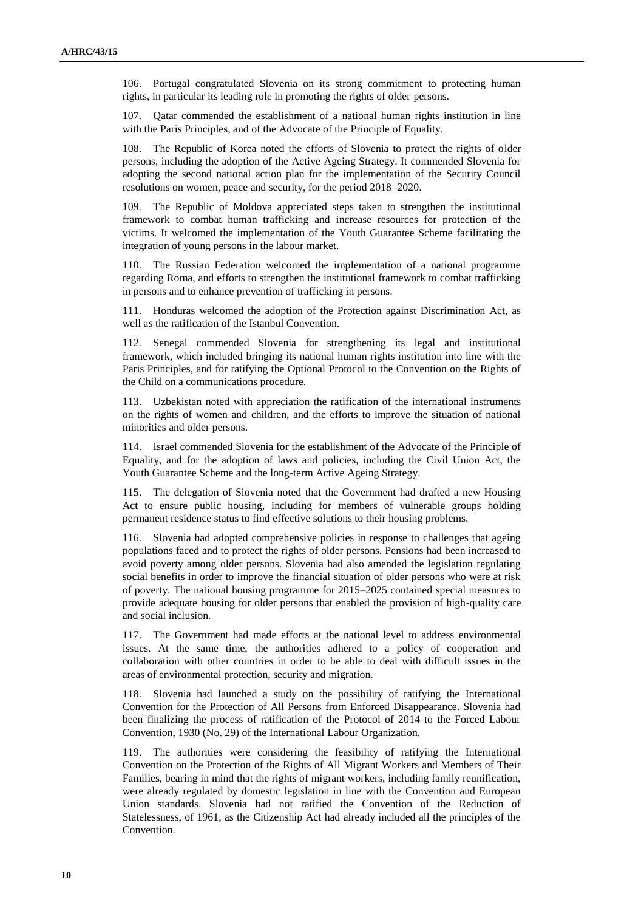106. Portugal congratulated Slovenia on its strong commitment to protecting human rights, in particular its leading role in promoting the rights of older persons.

107. Qatar commended the establishment of a national human rights institution in line with the Paris Principles, and of the Advocate of the Principle of Equality.

108. The Republic of Korea noted the efforts of Slovenia to protect the rights of older persons, including the adoption of the Active Ageing Strategy. It commended Slovenia for adopting the second national action plan for the implementation of the Security Council resolutions on women, peace and security, for the period 2018–2020.

109. The Republic of Moldova appreciated steps taken to strengthen the institutional framework to combat human trafficking and increase resources for protection of the victims. It welcomed the implementation of the Youth Guarantee Scheme facilitating the integration of young persons in the labour market.

110. The Russian Federation welcomed the implementation of a national programme regarding Roma, and efforts to strengthen the institutional framework to combat trafficking in persons and to enhance prevention of trafficking in persons.

111. Honduras welcomed the adoption of the Protection against Discrimination Act, as well as the ratification of the Istanbul Convention.

112. Senegal commended Slovenia for strengthening its legal and institutional framework, which included bringing its national human rights institution into line with the Paris Principles, and for ratifying the Optional Protocol to the Convention on the Rights of the Child on a communications procedure.

113. Uzbekistan noted with appreciation the ratification of the international instruments on the rights of women and children, and the efforts to improve the situation of national minorities and older persons.

114. Israel commended Slovenia for the establishment of the Advocate of the Principle of Equality, and for the adoption of laws and policies, including the Civil Union Act, the Youth Guarantee Scheme and the long-term Active Ageing Strategy.

115. The delegation of Slovenia noted that the Government had drafted a new Housing Act to ensure public housing, including for members of vulnerable groups holding permanent residence status to find effective solutions to their housing problems.

116. Slovenia had adopted comprehensive policies in response to challenges that ageing populations faced and to protect the rights of older persons. Pensions had been increased to avoid poverty among older persons. Slovenia had also amended the legislation regulating social benefits in order to improve the financial situation of older persons who were at risk of poverty. The national housing programme for 2015–2025 contained special measures to provide adequate housing for older persons that enabled the provision of high-quality care and social inclusion.

117. The Government had made efforts at the national level to address environmental issues. At the same time, the authorities adhered to a policy of cooperation and collaboration with other countries in order to be able to deal with difficult issues in the areas of environmental protection, security and migration.

118. Slovenia had launched a study on the possibility of ratifying the International Convention for the Protection of All Persons from Enforced Disappearance. Slovenia had been finalizing the process of ratification of the Protocol of 2014 to the Forced Labour Convention, 1930 (No. 29) of the International Labour Organization.

119. The authorities were considering the feasibility of ratifying the International Convention on the Protection of the Rights of All Migrant Workers and Members of Their Families, bearing in mind that the rights of migrant workers, including family reunification, were already regulated by domestic legislation in line with the Convention and European Union standards. Slovenia had not ratified the Convention of the Reduction of Statelessness, of 1961, as the Citizenship Act had already included all the principles of the Convention.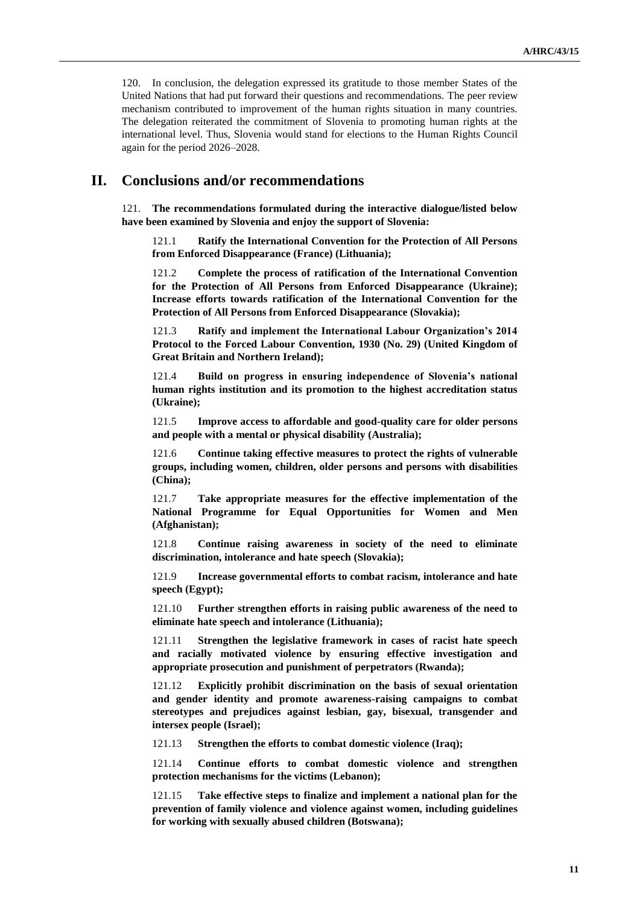120. In conclusion, the delegation expressed its gratitude to those member States of the United Nations that had put forward their questions and recommendations. The peer review mechanism contributed to improvement of the human rights situation in many countries. The delegation reiterated the commitment of Slovenia to promoting human rights at the international level. Thus, Slovenia would stand for elections to the Human Rights Council again for the period 2026–2028.

# II. Conclusions and/or recommendations

121. **The recommendations formulated during the interactive dialogue/listed below have been examined by Slovenia and enjoy the support of Slovenia:**

121.1 **Ratify the International Convention for the Protection of All Persons from Enforced Disappearance (France) (Lithuania);**

121.2 **Complete the process of ratification of the International Convention for the Protection of All Persons from Enforced Disappearance (Ukraine); Increase efforts towards ratification of the International Convention for the Protection of All Persons from Enforced Disappearance (Slovakia);**

121.3 **Ratify and implement the International Labour Organization's 2014 Protocol to the Forced Labour Convention, 1930 (No. 29) (United Kingdom of Great Britain and Northern Ireland);**

121.4 **Build on progress in ensuring independence of Slovenia's national human rights institution and its promotion to the highest accreditation status (Ukraine);**

121.5 **Improve access to affordable and good-quality care for older persons and people with a mental or physical disability (Australia);**

121.6 **Continue taking effective measures to protect the rights of vulnerable groups, including women, children, older persons and persons with disabilities (China);**

121.7 **Take appropriate measures for the effective implementation of the National Programme for Equal Opportunities for Women and Men (Afghanistan);**

121.8 **Continue raising awareness in society of the need to eliminate discrimination, intolerance and hate speech (Slovakia);**

121.9 **Increase governmental efforts to combat racism, intolerance and hate speech (Egypt);**

121.10 **Further strengthen efforts in raising public awareness of the need to eliminate hate speech and intolerance (Lithuania);**

121.11 **Strengthen the legislative framework in cases of racist hate speech and racially motivated violence by ensuring effective investigation and appropriate prosecution and punishment of perpetrators (Rwanda);**

121.12 **Explicitly prohibit discrimination on the basis of sexual orientation and gender identity and promote awareness-raising campaigns to combat stereotypes and prejudices against lesbian, gay, bisexual, transgender and intersex people (Israel);**

121.13 **Strengthen the efforts to combat domestic violence (Iraq);**

121.14 **Continue efforts to combat domestic violence and strengthen protection mechanisms for the victims (Lebanon);**

121.15 **Take effective steps to finalize and implement a national plan for the prevention of family violence and violence against women, including guidelines for working with sexually abused children (Botswana);**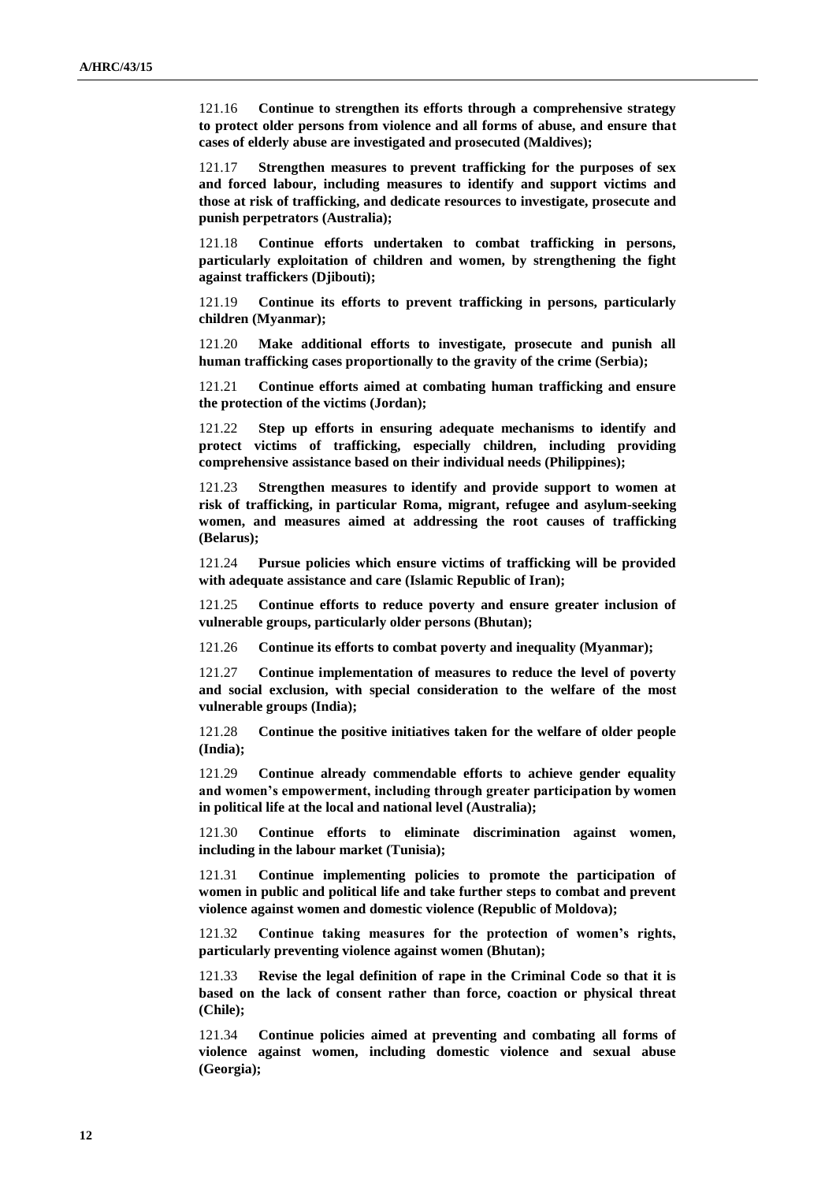121.16 **Continue to strengthen its efforts through a comprehensive strategy to protect older persons from violence and all forms of abuse, and ensure that cases of elderly abuse are investigated and prosecuted (Maldives);**

121.17 **Strengthen measures to prevent trafficking for the purposes of sex and forced labour, including measures to identify and support victims and those at risk of trafficking, and dedicate resources to investigate, prosecute and punish perpetrators (Australia);**

121.18 **Continue efforts undertaken to combat trafficking in persons, particularly exploitation of children and women, by strengthening the fight against traffickers (Djibouti);**

121.19 **Continue its efforts to prevent trafficking in persons, particularly children (Myanmar);**

121.20 **Make additional efforts to investigate, prosecute and punish all human trafficking cases proportionally to the gravity of the crime (Serbia);**

121.21 **Continue efforts aimed at combating human trafficking and ensure the protection of the victims (Jordan);**

121.22 **Step up efforts in ensuring adequate mechanisms to identify and protect victims of trafficking, especially children, including providing comprehensive assistance based on their individual needs (Philippines);**

121.23 **Strengthen measures to identify and provide support to women at risk of trafficking, in particular Roma, migrant, refugee and asylum-seeking women, and measures aimed at addressing the root causes of trafficking (Belarus);**

121.24 **Pursue policies which ensure victims of trafficking will be provided with adequate assistance and care (Islamic Republic of Iran);**

121.25 **Continue efforts to reduce poverty and ensure greater inclusion of vulnerable groups, particularly older persons (Bhutan);**

121.26 **Continue its efforts to combat poverty and inequality (Myanmar);**

121.27 **Continue implementation of measures to reduce the level of poverty and social exclusion, with special consideration to the welfare of the most vulnerable groups (India);**

121.28 **Continue the positive initiatives taken for the welfare of older people (India);**

121.29 **Continue already commendable efforts to achieve gender equality and women's empowerment, including through greater participation by women in political life at the local and national level (Australia);**

121.30 **Continue efforts to eliminate discrimination against women, including in the labour market (Tunisia);**

121.31 **Continue implementing policies to promote the participation of women in public and political life and take further steps to combat and prevent violence against women and domestic violence (Republic of Moldova);**

121.32 **Continue taking measures for the protection of women's rights, particularly preventing violence against women (Bhutan);**

121.33 **Revise the legal definition of rape in the Criminal Code so that it is based on the lack of consent rather than force, coaction or physical threat (Chile);**

121.34 **Continue policies aimed at preventing and combating all forms of violence against women, including domestic violence and sexual abuse (Georgia);**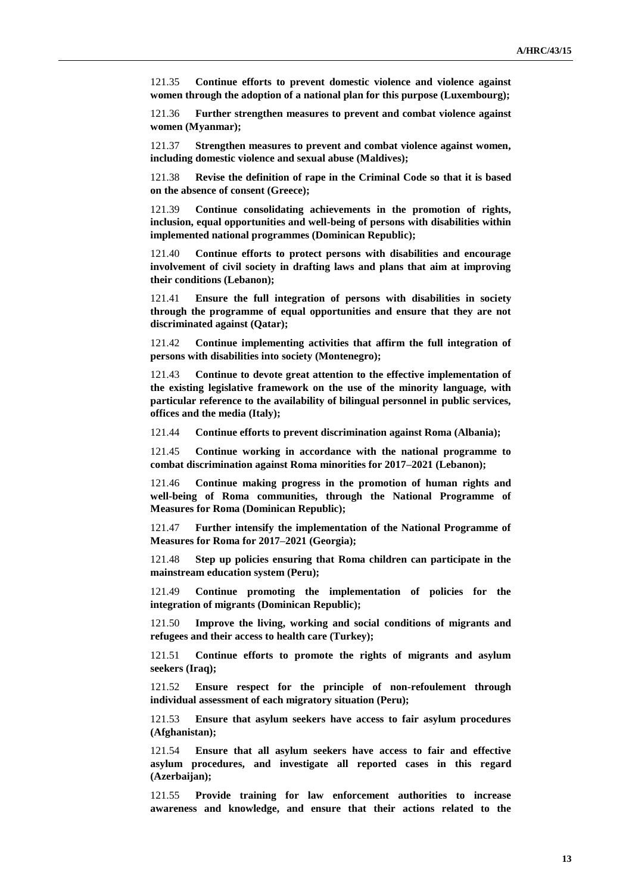121.35 **Continue efforts to prevent domestic violence and violence against women through the adoption of a national plan for this purpose (Luxembourg);**

121.36 **Further strengthen measures to prevent and combat violence against women (Myanmar);**

121.37 **Strengthen measures to prevent and combat violence against women, including domestic violence and sexual abuse (Maldives);**

121.38 **Revise the definition of rape in the Criminal Code so that it is based on the absence of consent (Greece);**

121.39 **Continue consolidating achievements in the promotion of rights, inclusion, equal opportunities and well-being of persons with disabilities within implemented national programmes (Dominican Republic);**

121.40 **Continue efforts to protect persons with disabilities and encourage involvement of civil society in drafting laws and plans that aim at improving their conditions (Lebanon);**

121.41 **Ensure the full integration of persons with disabilities in society through the programme of equal opportunities and ensure that they are not discriminated against (Qatar);**

121.42 **Continue implementing activities that affirm the full integration of persons with disabilities into society (Montenegro);**

121.43 **Continue to devote great attention to the effective implementation of the existing legislative framework on the use of the minority language, with particular reference to the availability of bilingual personnel in public services, offices and the media (Italy);**

121.44 **Continue efforts to prevent discrimination against Roma (Albania);**

121.45 **Continue working in accordance with the national programme to combat discrimination against Roma minorities for 2017–2021 (Lebanon);**

121.46 **Continue making progress in the promotion of human rights and well-being of Roma communities, through the National Programme of Measures for Roma (Dominican Republic);**

121.47 **Further intensify the implementation of the National Programme of Measures for Roma for 2017–2021 (Georgia);**

121.48 **Step up policies ensuring that Roma children can participate in the mainstream education system (Peru);**

121.49 **Continue promoting the implementation of policies for the integration of migrants (Dominican Republic);**

121.50 **Improve the living, working and social conditions of migrants and refugees and their access to health care (Turkey);**

121.51 **Continue efforts to promote the rights of migrants and asylum seekers (Iraq);**

121.52 **Ensure respect for the principle of non-refoulement through individual assessment of each migratory situation (Peru);**

121.53 **Ensure that asylum seekers have access to fair asylum procedures (Afghanistan);**

121.54 **Ensure that all asylum seekers have access to fair and effective asylum procedures, and investigate all reported cases in this regard (Azerbaijan);**

121.55 **Provide training for law enforcement authorities to increase awareness and knowledge, and ensure that their actions related to the**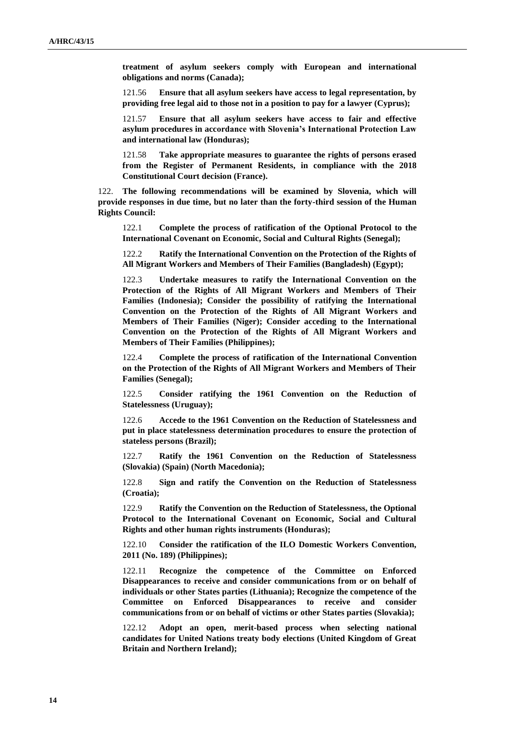**treatment of asylum seekers comply with European and international obligations and norms (Canada);**

121.56 **Ensure that all asylum seekers have access to legal representation, by providing free legal aid to those not in a position to pay for a lawyer (Cyprus);**

121.57 **Ensure that all asylum seekers have access to fair and effective asylum procedures in accordance with Slovenia's International Protection Law and international law (Honduras);**

121.58 **Take appropriate measures to guarantee the rights of persons erased from the Register of Permanent Residents, in compliance with the 2018 Constitutional Court decision (France).**

122. **The following recommendations will be examined by Slovenia, which will provide responses in due time, but no later than the forty-third session of the Human Rights Council:**

122.1 **Complete the process of ratification of the Optional Protocol to the International Covenant on Economic, Social and Cultural Rights (Senegal);**

122.2 **Ratify the International Convention on the Protection of the Rights of All Migrant Workers and Members of Their Families (Bangladesh) (Egypt);**

122.3 **Undertake measures to ratify the International Convention on the Protection of the Rights of All Migrant Workers and Members of Their Families (Indonesia); Consider the possibility of ratifying the International Convention on the Protection of the Rights of All Migrant Workers and Members of Their Families (Niger); Consider acceding to the International Convention on the Protection of the Rights of All Migrant Workers and Members of Their Families (Philippines);**

122.4 **Complete the process of ratification of the International Convention on the Protection of the Rights of All Migrant Workers and Members of Their Families (Senegal);**

122.5 **Consider ratifying the 1961 Convention on the Reduction of Statelessness (Uruguay);**

122.6 **Accede to the 1961 Convention on the Reduction of Statelessness and put in place statelessness determination procedures to ensure the protection of stateless persons (Brazil);**

122.7 **Ratify the 1961 Convention on the Reduction of Statelessness (Slovakia) (Spain) (North Macedonia);**

122.8 **Sign and ratify the Convention on the Reduction of Statelessness (Croatia);**

122.9 **Ratify the Convention on the Reduction of Statelessness, the Optional Protocol to the International Covenant on Economic, Social and Cultural Rights and other human rights instruments (Honduras);**

122.10 **Consider the ratification of the ILO Domestic Workers Convention, 2011 (No. 189) (Philippines);**

122.11 **Recognize the competence of the Committee on Enforced Disappearances to receive and consider communications from or on behalf of individuals or other States parties (Lithuania); Recognize the competence of the Committee on Enforced Disappearances to receive and consider communications from or on behalf of victims or other States parties (Slovakia);**

122.12 **Adopt an open, merit-based process when selecting national candidates for United Nations treaty body elections (United Kingdom of Great Britain and Northern Ireland);**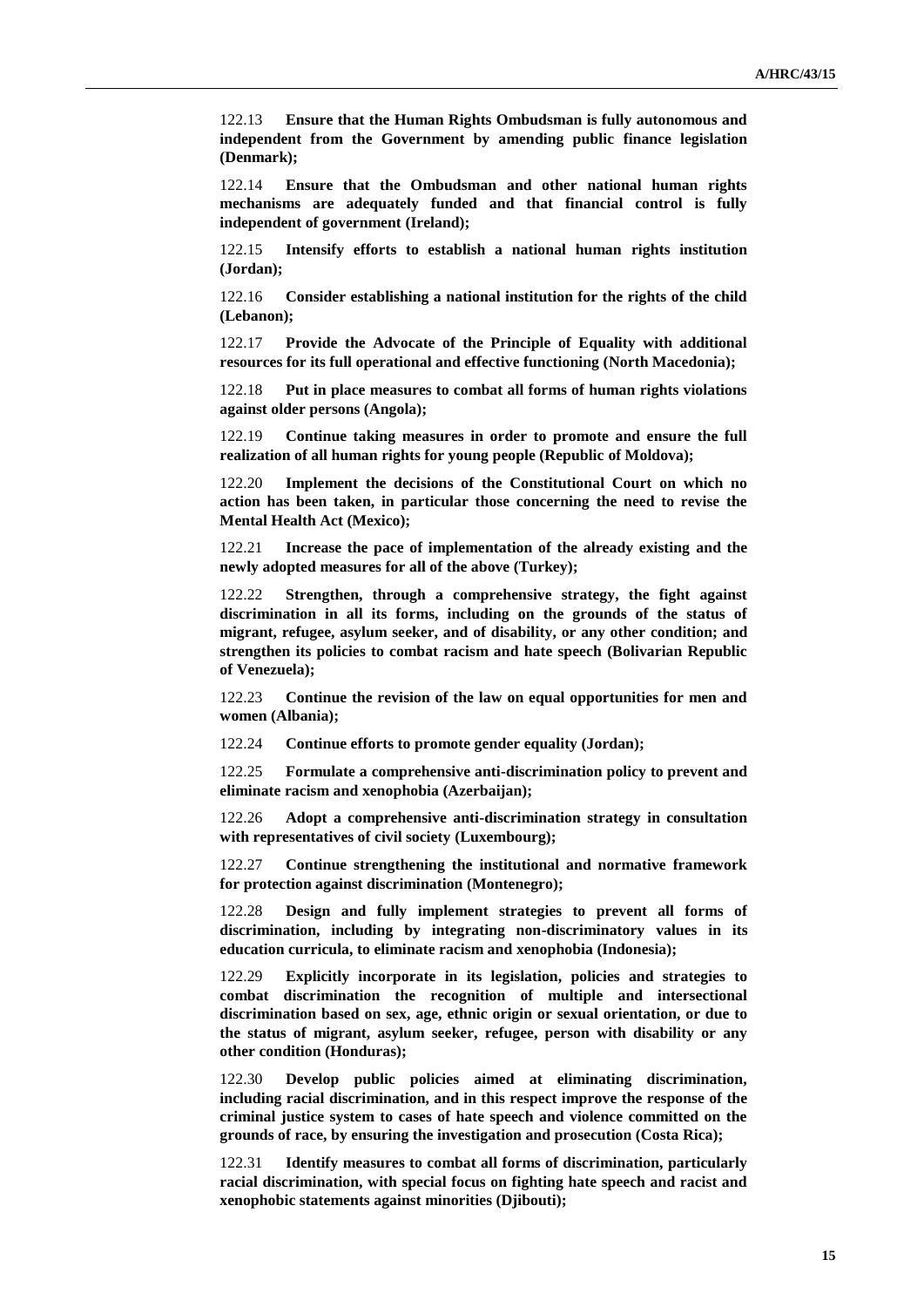122.13 **Ensure that the Human Rights Ombudsman is fully autonomous and independent from the Government by amending public finance legislation (Denmark);**

122.14 **Ensure that the Ombudsman and other national human rights mechanisms are adequately funded and that financial control is fully independent of government (Ireland);**

122.15 **Intensify efforts to establish a national human rights institution (Jordan);**

122.16 **Consider establishing a national institution for the rights of the child (Lebanon);**

122.17 **Provide the Advocate of the Principle of Equality with additional resources for its full operational and effective functioning (North Macedonia);**

122.18 **Put in place measures to combat all forms of human rights violations against older persons (Angola);**

122.19 **Continue taking measures in order to promote and ensure the full realization of all human rights for young people (Republic of Moldova);**

122.20 **Implement the decisions of the Constitutional Court on which no action has been taken, in particular those concerning the need to revise the Mental Health Act (Mexico);**

122.21 **Increase the pace of implementation of the already existing and the newly adopted measures for all of the above (Turkey);**

122.22 **Strengthen, through a comprehensive strategy, the fight against discrimination in all its forms, including on the grounds of the status of migrant, refugee, asylum seeker, and of disability, or any other condition; and strengthen its policies to combat racism and hate speech (Bolivarian Republic of Venezuela);**

122.23 **Continue the revision of the law on equal opportunities for men and women (Albania);**

122.24 **Continue efforts to promote gender equality (Jordan);**

122.25 **Formulate a comprehensive anti-discrimination policy to prevent and eliminate racism and xenophobia (Azerbaijan);**

122.26 **Adopt a comprehensive anti-discrimination strategy in consultation with representatives of civil society (Luxembourg);**

122.27 **Continue strengthening the institutional and normative framework for protection against discrimination (Montenegro);**

122.28 **Design and fully implement strategies to prevent all forms of discrimination, including by integrating non-discriminatory values in its education curricula, to eliminate racism and xenophobia (Indonesia);**

122.29 **Explicitly incorporate in its legislation, policies and strategies to combat discrimination the recognition of multiple and intersectional discrimination based on sex, age, ethnic origin or sexual orientation, or due to the status of migrant, asylum seeker, refugee, person with disability or any other condition (Honduras);**

122.30 **Develop public policies aimed at eliminating discrimination, including racial discrimination, and in this respect improve the response of the criminal justice system to cases of hate speech and violence committed on the grounds of race, by ensuring the investigation and prosecution (Costa Rica);**

122.31 **Identify measures to combat all forms of discrimination, particularly racial discrimination, with special focus on fighting hate speech and racist and xenophobic statements against minorities (Djibouti);**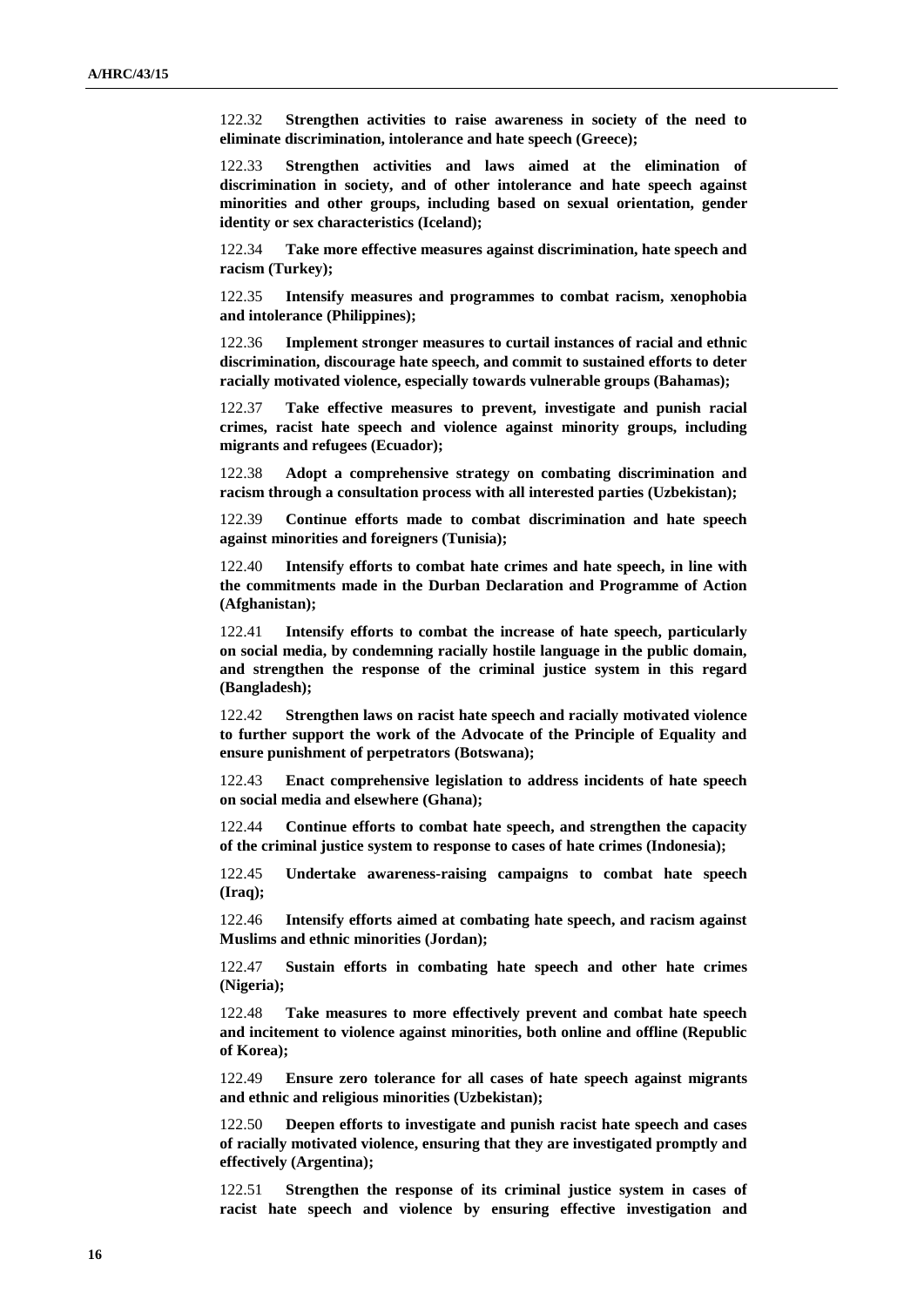122.32 **Strengthen activities to raise awareness in society of the need to eliminate discrimination, intolerance and hate speech (Greece);**

122.33 **Strengthen activities and laws aimed at the elimination of discrimination in society, and of other intolerance and hate speech against minorities and other groups, including based on sexual orientation, gender identity or sex characteristics (Iceland);**

122.34 **Take more effective measures against discrimination, hate speech and racism (Turkey);**

122.35 **Intensify measures and programmes to combat racism, xenophobia and intolerance (Philippines);**

122.36 **Implement stronger measures to curtail instances of racial and ethnic discrimination, discourage hate speech, and commit to sustained efforts to deter racially motivated violence, especially towards vulnerable groups (Bahamas);**

122.37 **Take effective measures to prevent, investigate and punish racial crimes, racist hate speech and violence against minority groups, including migrants and refugees (Ecuador);**

122.38 **Adopt a comprehensive strategy on combating discrimination and racism through a consultation process with all interested parties (Uzbekistan);**

122.39 **Continue efforts made to combat discrimination and hate speech against minorities and foreigners (Tunisia);**

122.40 **Intensify efforts to combat hate crimes and hate speech, in line with the commitments made in the Durban Declaration and Programme of Action (Afghanistan);**

122.41 **Intensify efforts to combat the increase of hate speech, particularly on social media, by condemning racially hostile language in the public domain, and strengthen the response of the criminal justice system in this regard (Bangladesh);**

122.42 **Strengthen laws on racist hate speech and racially motivated violence to further support the work of the Advocate of the Principle of Equality and ensure punishment of perpetrators (Botswana);**

122.43 **Enact comprehensive legislation to address incidents of hate speech on social media and elsewhere (Ghana);**

122.44 **Continue efforts to combat hate speech, and strengthen the capacity of the criminal justice system to response to cases of hate crimes (Indonesia);**

122.45 **Undertake awareness-raising campaigns to combat hate speech (Iraq);**

122.46 **Intensify efforts aimed at combating hate speech, and racism against Muslims and ethnic minorities (Jordan);**

122.47 **Sustain efforts in combating hate speech and other hate crimes (Nigeria);**

122.48 **Take measures to more effectively prevent and combat hate speech and incitement to violence against minorities, both online and offline (Republic of Korea);**

122.49 **Ensure zero tolerance for all cases of hate speech against migrants and ethnic and religious minorities (Uzbekistan);**

122.50 **Deepen efforts to investigate and punish racist hate speech and cases of racially motivated violence, ensuring that they are investigated promptly and effectively (Argentina);**

122.51 **Strengthen the response of its criminal justice system in cases of racist hate speech and violence by ensuring effective investigation and**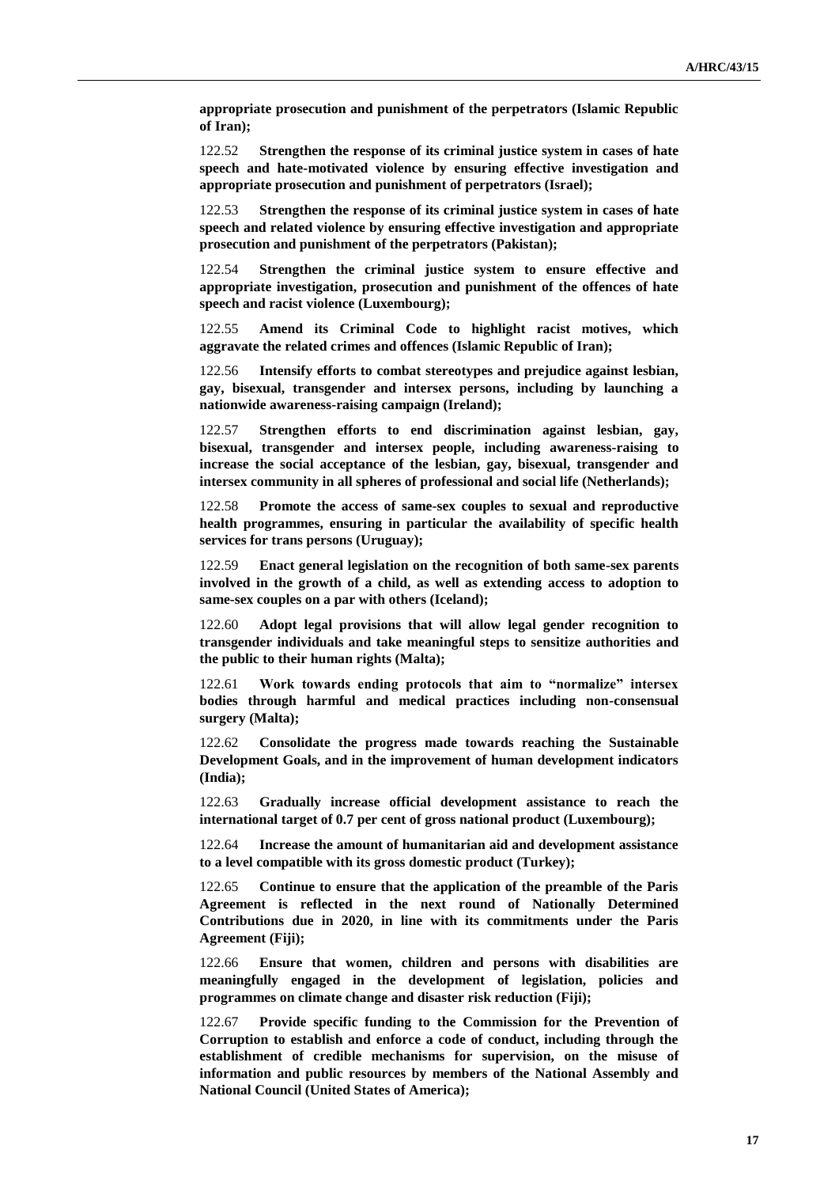**appropriate prosecution and punishment of the perpetrators (Islamic Republic of Iran);**

122.52 **Strengthen the response of its criminal justice system in cases of hate speech and hate-motivated violence by ensuring effective investigation and appropriate prosecution and punishment of perpetrators (Israel);**

122.53 **Strengthen the response of its criminal justice system in cases of hate speech and related violence by ensuring effective investigation and appropriate prosecution and punishment of the perpetrators (Pakistan);**

122.54 **Strengthen the criminal justice system to ensure effective and appropriate investigation, prosecution and punishment of the offences of hate speech and racist violence (Luxembourg);**

122.55 **Amend its Criminal Code to highlight racist motives, which aggravate the related crimes and offences (Islamic Republic of Iran);**

122.56 **Intensify efforts to combat stereotypes and prejudice against lesbian, gay, bisexual, transgender and intersex persons, including by launching a nationwide awareness-raising campaign (Ireland);**

122.57 **Strengthen efforts to end discrimination against lesbian, gay, bisexual, transgender and intersex people, including awareness-raising to increase the social acceptance of the lesbian, gay, bisexual, transgender and intersex community in all spheres of professional and social life (Netherlands);**

122.58 **Promote the access of same-sex couples to sexual and reproductive health programmes, ensuring in particular the availability of specific health services for trans persons (Uruguay);**

122.59 **Enact general legislation on the recognition of both same-sex parents involved in the growth of a child, as well as extending access to adoption to same-sex couples on a par with others (Iceland);**

122.60 **Adopt legal provisions that will allow legal gender recognition to transgender individuals and take meaningful steps to sensitize authorities and the public to their human rights (Malta);**

122.61 **Work towards ending protocols that aim to "normalize" intersex bodies through harmful and medical practices including non-consensual surgery (Malta);**

122.62 **Consolidate the progress made towards reaching the Sustainable Development Goals, and in the improvement of human development indicators (India);**

122.63 **Gradually increase official development assistance to reach the international target of 0.7 per cent of gross national product (Luxembourg);**

122.64 **Increase the amount of humanitarian aid and development assistance to a level compatible with its gross domestic product (Turkey);**

122.65 **Continue to ensure that the application of the preamble of the Paris Agreement is reflected in the next round of Nationally Determined Contributions due in 2020, in line with its commitments under the Paris Agreement (Fiji);**

122.66 **Ensure that women, children and persons with disabilities are meaningfully engaged in the development of legislation, policies and programmes on climate change and disaster risk reduction (Fiji);**

122.67 **Provide specific funding to the Commission for the Prevention of Corruption to establish and enforce a code of conduct, including through the establishment of credible mechanisms for supervision, on the misuse of information and public resources by members of the National Assembly and National Council (United States of America);**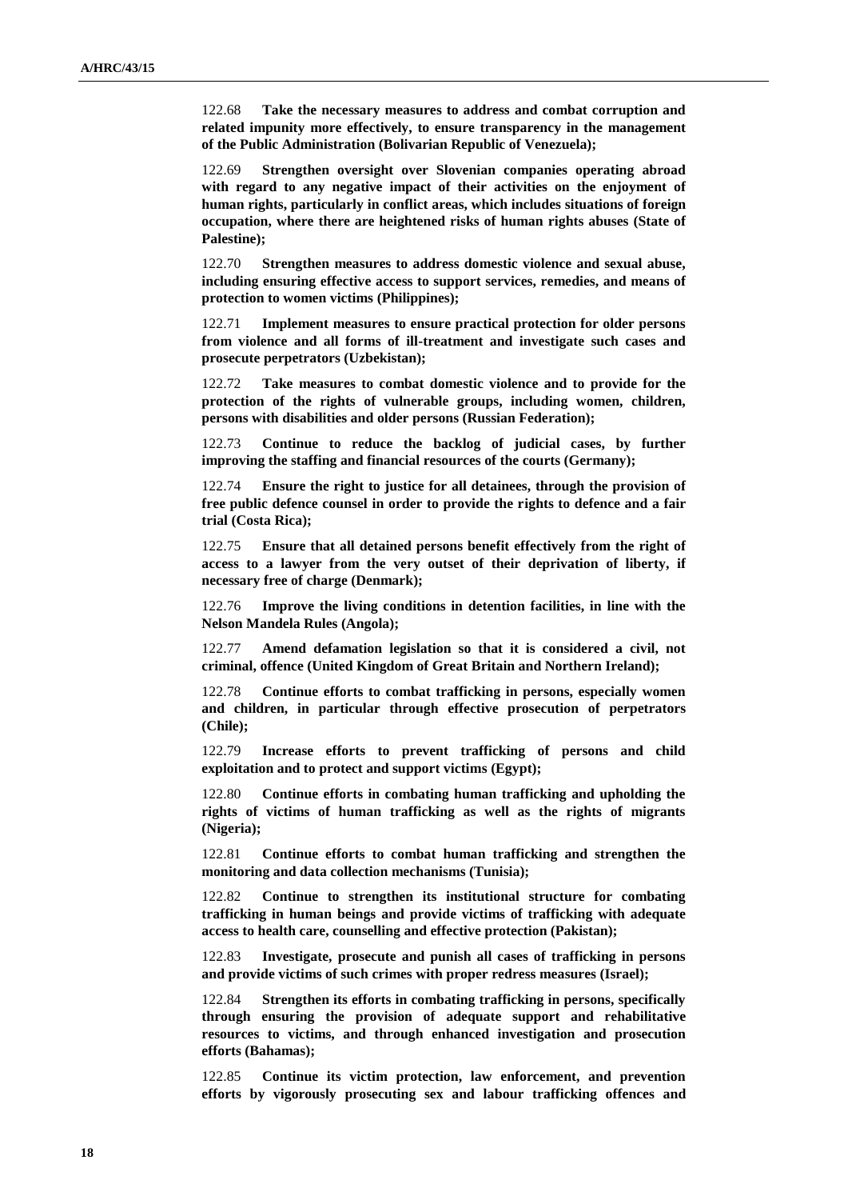122.68 **Take the necessary measures to address and combat corruption and related impunity more effectively, to ensure transparency in the management of the Public Administration (Bolivarian Republic of Venezuela);**

122.69 **Strengthen oversight over Slovenian companies operating abroad with regard to any negative impact of their activities on the enjoyment of human rights, particularly in conflict areas, which includes situations of foreign occupation, where there are heightened risks of human rights abuses (State of Palestine);**

122.70 **Strengthen measures to address domestic violence and sexual abuse, including ensuring effective access to support services, remedies, and means of protection to women victims (Philippines);**

122.71 **Implement measures to ensure practical protection for older persons from violence and all forms of ill-treatment and investigate such cases and prosecute perpetrators (Uzbekistan);**

122.72 **Take measures to combat domestic violence and to provide for the protection of the rights of vulnerable groups, including women, children, persons with disabilities and older persons (Russian Federation);**

122.73 **Continue to reduce the backlog of judicial cases, by further improving the staffing and financial resources of the courts (Germany);**

122.74 **Ensure the right to justice for all detainees, through the provision of free public defence counsel in order to provide the rights to defence and a fair trial (Costa Rica);**

122.75 **Ensure that all detained persons benefit effectively from the right of access to a lawyer from the very outset of their deprivation of liberty, if necessary free of charge (Denmark);**

122.76 **Improve the living conditions in detention facilities, in line with the Nelson Mandela Rules (Angola);**

122.77 **Amend defamation legislation so that it is considered a civil, not criminal, offence (United Kingdom of Great Britain and Northern Ireland);**

122.78 **Continue efforts to combat trafficking in persons, especially women and children, in particular through effective prosecution of perpetrators (Chile);**

122.79 **Increase efforts to prevent trafficking of persons and child exploitation and to protect and support victims (Egypt);**

122.80 **Continue efforts in combating human trafficking and upholding the rights of victims of human trafficking as well as the rights of migrants (Nigeria);**

122.81 **Continue efforts to combat human trafficking and strengthen the monitoring and data collection mechanisms (Tunisia);**

122.82 **Continue to strengthen its institutional structure for combating trafficking in human beings and provide victims of trafficking with adequate access to health care, counselling and effective protection (Pakistan);**

122.83 **Investigate, prosecute and punish all cases of trafficking in persons and provide victims of such crimes with proper redress measures (Israel);**

122.84 **Strengthen its efforts in combating trafficking in persons, specifically through ensuring the provision of adequate support and rehabilitative resources to victims, and through enhanced investigation and prosecution efforts (Bahamas);**

122.85 **Continue its victim protection, law enforcement, and prevention efforts by vigorously prosecuting sex and labour trafficking offences and**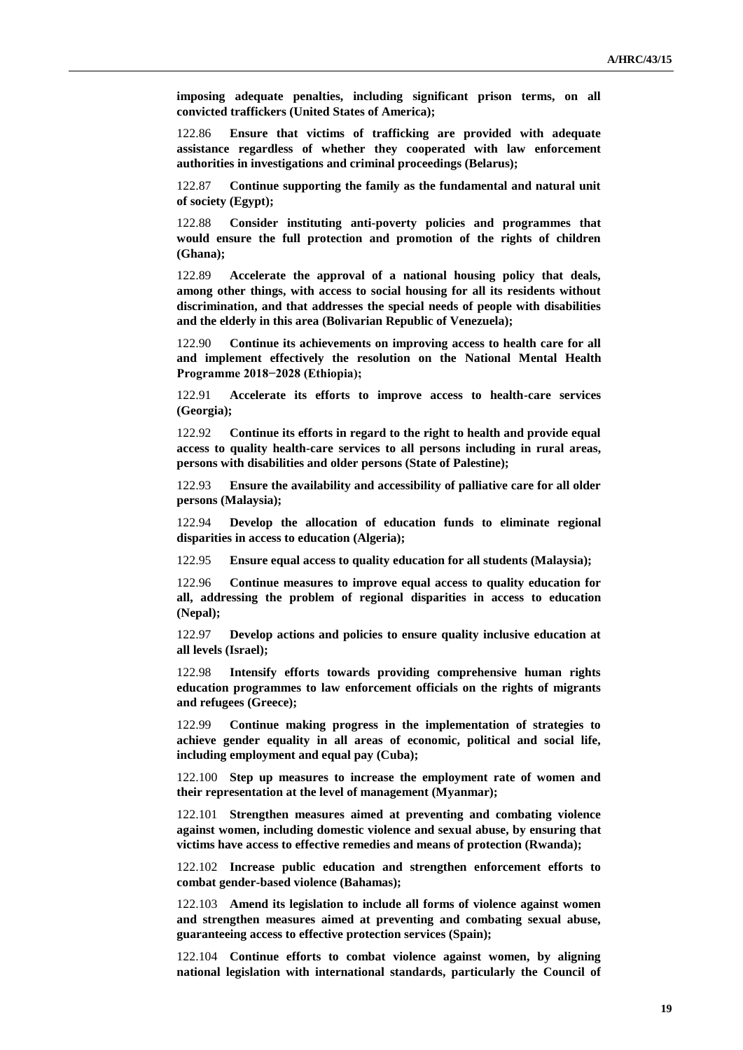**imposing adequate penalties, including significant prison terms, on all convicted traffickers (United States of America);**

122.86 **Ensure that victims of trafficking are provided with adequate assistance regardless of whether they cooperated with law enforcement authorities in investigations and criminal proceedings (Belarus);**

122.87 **Continue supporting the family as the fundamental and natural unit of society (Egypt);**

122.88 **Consider instituting anti-poverty policies and programmes that would ensure the full protection and promotion of the rights of children (Ghana);**

122.89 **Accelerate the approval of a national housing policy that deals, among other things, with access to social housing for all its residents without discrimination, and that addresses the special needs of people with disabilities and the elderly in this area (Bolivarian Republic of Venezuela);**

122.90 **Continue its achievements on improving access to health care for all and implement effectively the resolution on the National Mental Health Programme 2018−2028 (Ethiopia);**

122.91 **Accelerate its efforts to improve access to health-care services (Georgia);**

122.92 **Continue its efforts in regard to the right to health and provide equal access to quality health-care services to all persons including in rural areas, persons with disabilities and older persons (State of Palestine);**

122.93 **Ensure the availability and accessibility of palliative care for all older persons (Malaysia);**

122.94 **Develop the allocation of education funds to eliminate regional disparities in access to education (Algeria);**

122.95 **Ensure equal access to quality education for all students (Malaysia);**

122.96 **Continue measures to improve equal access to quality education for all, addressing the problem of regional disparities in access to education (Nepal);**

122.97 **Develop actions and policies to ensure quality inclusive education at all levels (Israel);**

122.98 **Intensify efforts towards providing comprehensive human rights education programmes to law enforcement officials on the rights of migrants and refugees (Greece);**

122.99 **Continue making progress in the implementation of strategies to achieve gender equality in all areas of economic, political and social life, including employment and equal pay (Cuba);**

122.100 **Step up measures to increase the employment rate of women and their representation at the level of management (Myanmar);**

122.101 **Strengthen measures aimed at preventing and combating violence against women, including domestic violence and sexual abuse, by ensuring that victims have access to effective remedies and means of protection (Rwanda);**

122.102 **Increase public education and strengthen enforcement efforts to combat gender-based violence (Bahamas);**

122.103 **Amend its legislation to include all forms of violence against women and strengthen measures aimed at preventing and combating sexual abuse, guaranteeing access to effective protection services (Spain);**

122.104 **Continue efforts to combat violence against women, by aligning national legislation with international standards, particularly the Council of**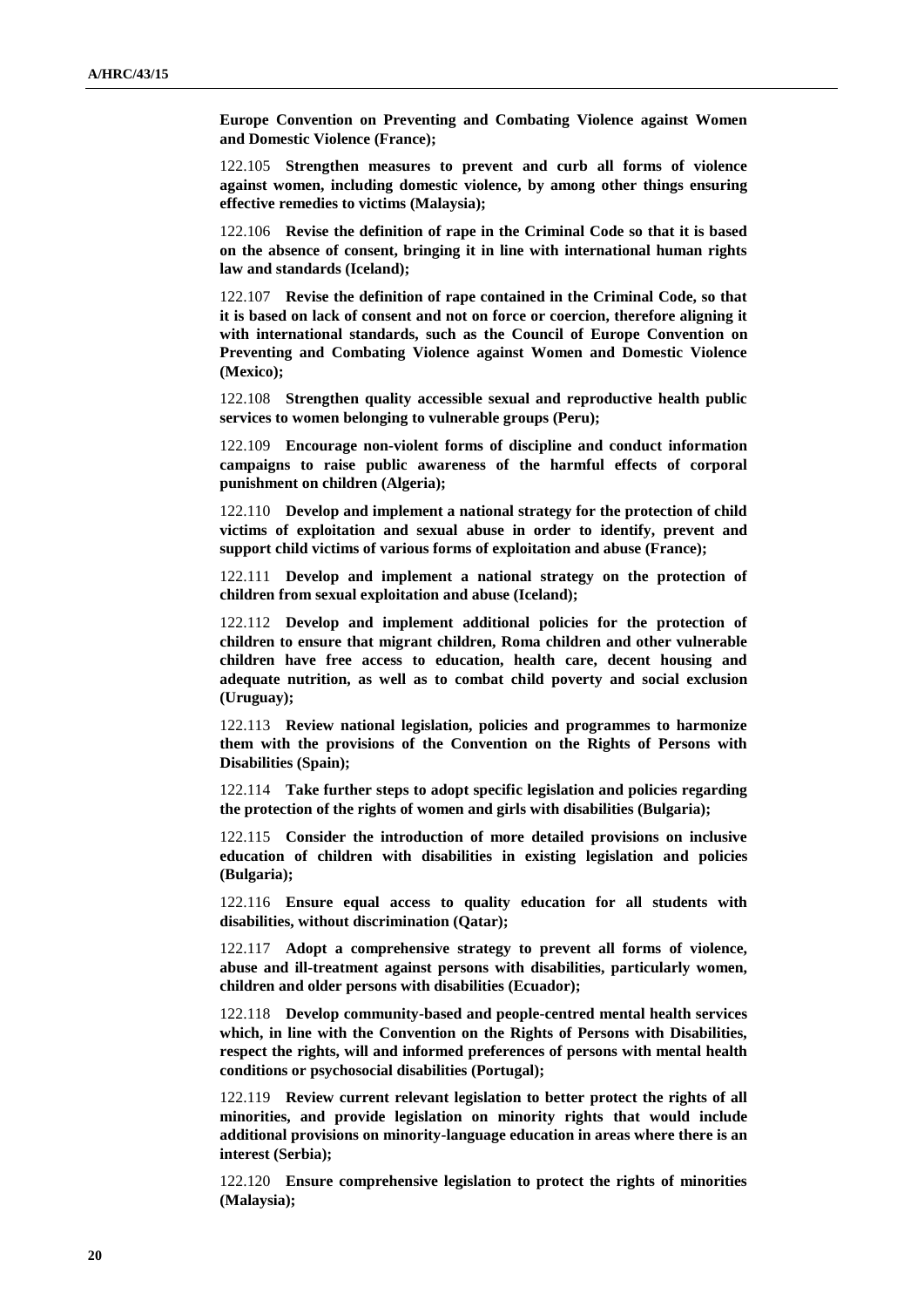**Europe Convention on Preventing and Combating Violence against Women and Domestic Violence (France);**

122.105 **Strengthen measures to prevent and curb all forms of violence against women, including domestic violence, by among other things ensuring effective remedies to victims (Malaysia);**

122.106 **Revise the definition of rape in the Criminal Code so that it is based on the absence of consent, bringing it in line with international human rights law and standards (Iceland);**

122.107 **Revise the definition of rape contained in the Criminal Code, so that it is based on lack of consent and not on force or coercion, therefore aligning it with international standards, such as the Council of Europe Convention on Preventing and Combating Violence against Women and Domestic Violence (Mexico);**

122.108 **Strengthen quality accessible sexual and reproductive health public services to women belonging to vulnerable groups (Peru);**

122.109 **Encourage non-violent forms of discipline and conduct information campaigns to raise public awareness of the harmful effects of corporal punishment on children (Algeria);**

122.110 **Develop and implement a national strategy for the protection of child victims of exploitation and sexual abuse in order to identify, prevent and support child victims of various forms of exploitation and abuse (France);**

122.111 **Develop and implement a national strategy on the protection of children from sexual exploitation and abuse (Iceland);**

122.112 **Develop and implement additional policies for the protection of children to ensure that migrant children, Roma children and other vulnerable children have free access to education, health care, decent housing and adequate nutrition, as well as to combat child poverty and social exclusion (Uruguay);**

122.113 **Review national legislation, policies and programmes to harmonize them with the provisions of the Convention on the Rights of Persons with Disabilities (Spain);**

122.114 **Take further steps to adopt specific legislation and policies regarding the protection of the rights of women and girls with disabilities (Bulgaria);**

122.115 **Consider the introduction of more detailed provisions on inclusive education of children with disabilities in existing legislation and policies (Bulgaria);**

122.116 **Ensure equal access to quality education for all students with disabilities, without discrimination (Qatar);**

122.117 **Adopt a comprehensive strategy to prevent all forms of violence, abuse and ill-treatment against persons with disabilities, particularly women, children and older persons with disabilities (Ecuador);**

122.118 **Develop community-based and people-centred mental health services which, in line with the Convention on the Rights of Persons with Disabilities, respect the rights, will and informed preferences of persons with mental health conditions or psychosocial disabilities (Portugal);**

122.119 **Review current relevant legislation to better protect the rights of all minorities, and provide legislation on minority rights that would include additional provisions on minority-language education in areas where there is an interest (Serbia);**

122.120 **Ensure comprehensive legislation to protect the rights of minorities (Malaysia);**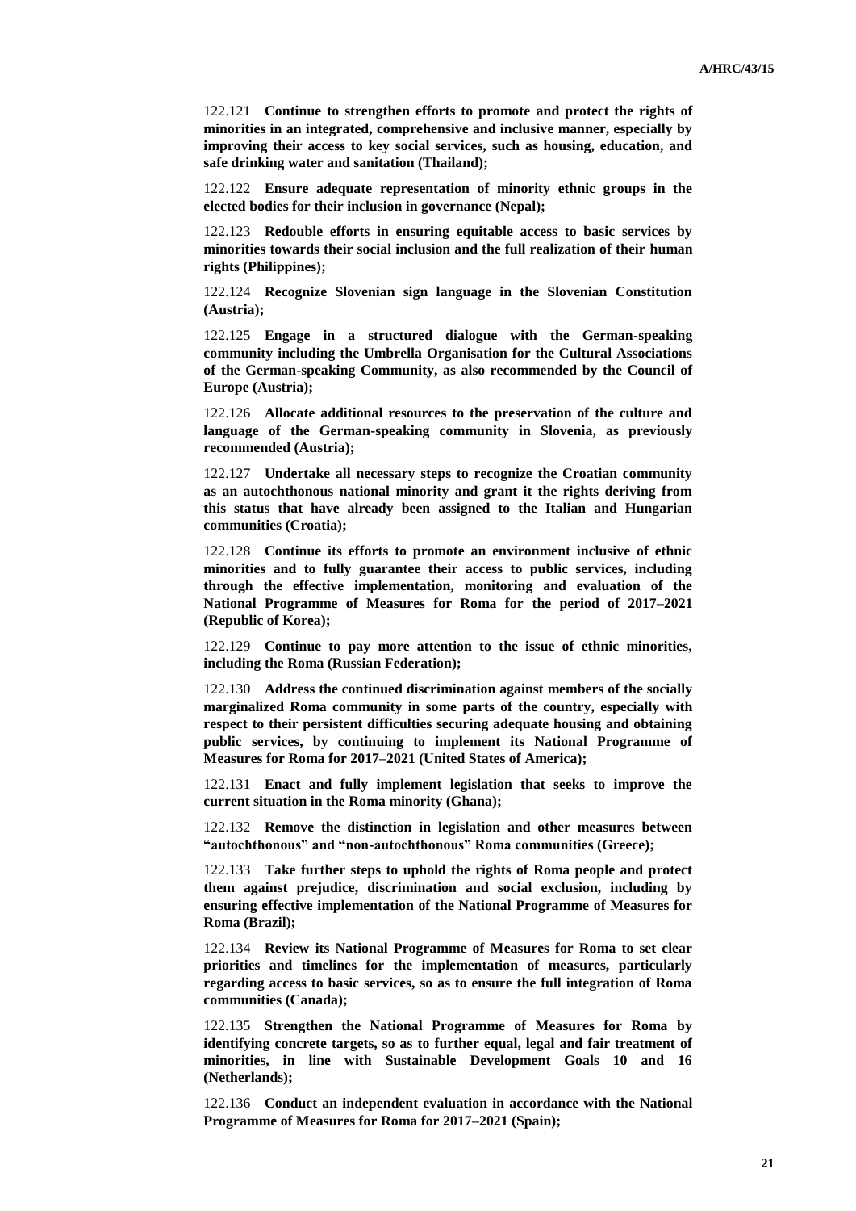122.121 **Continue to strengthen efforts to promote and protect the rights of minorities in an integrated, comprehensive and inclusive manner, especially by improving their access to key social services, such as housing, education, and safe drinking water and sanitation (Thailand);**

122.122 **Ensure adequate representation of minority ethnic groups in the elected bodies for their inclusion in governance (Nepal);**

122.123 **Redouble efforts in ensuring equitable access to basic services by minorities towards their social inclusion and the full realization of their human rights (Philippines);**

122.124 **Recognize Slovenian sign language in the Slovenian Constitution (Austria);**

122.125 **Engage in a structured dialogue with the German-speaking community including the Umbrella Organisation for the Cultural Associations of the German-speaking Community, as also recommended by the Council of Europe (Austria);**

122.126 **Allocate additional resources to the preservation of the culture and language of the German-speaking community in Slovenia, as previously recommended (Austria);**

122.127 **Undertake all necessary steps to recognize the Croatian community as an autochthonous national minority and grant it the rights deriving from this status that have already been assigned to the Italian and Hungarian communities (Croatia);**

122.128 **Continue its efforts to promote an environment inclusive of ethnic minorities and to fully guarantee their access to public services, including through the effective implementation, monitoring and evaluation of the National Programme of Measures for Roma for the period of 2017–2021 (Republic of Korea);**

122.129 **Continue to pay more attention to the issue of ethnic minorities, including the Roma (Russian Federation);**

122.130 **Address the continued discrimination against members of the socially marginalized Roma community in some parts of the country, especially with respect to their persistent difficulties securing adequate housing and obtaining public services, by continuing to implement its National Programme of Measures for Roma for 2017–2021 (United States of America);**

122.131 **Enact and fully implement legislation that seeks to improve the current situation in the Roma minority (Ghana);**

122.132 **Remove the distinction in legislation and other measures between "autochthonous" and "non-autochthonous" Roma communities (Greece);**

122.133 **Take further steps to uphold the rights of Roma people and protect them against prejudice, discrimination and social exclusion, including by ensuring effective implementation of the National Programme of Measures for Roma (Brazil);**

122.134 **Review its National Programme of Measures for Roma to set clear priorities and timelines for the implementation of measures, particularly regarding access to basic services, so as to ensure the full integration of Roma communities (Canada);**

122.135 **Strengthen the National Programme of Measures for Roma by identifying concrete targets, so as to further equal, legal and fair treatment of minorities, in line with Sustainable Development Goals 10 and 16 (Netherlands);**

122.136 **Conduct an independent evaluation in accordance with the National Programme of Measures for Roma for 2017–2021 (Spain);**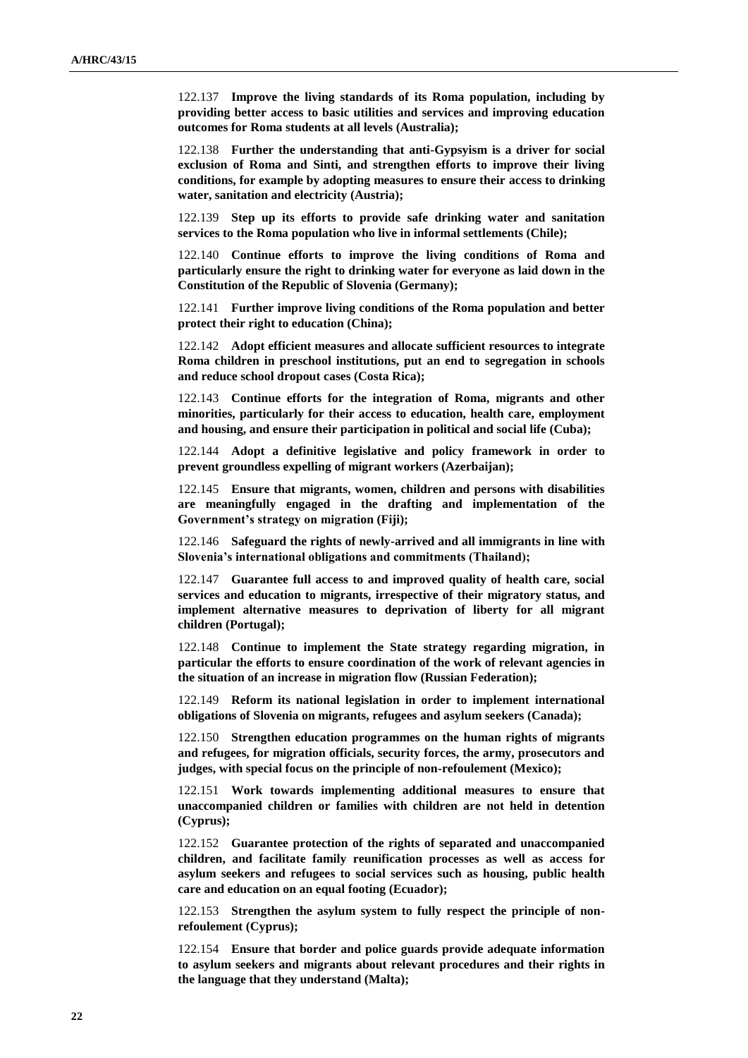122.137 **Improve the living standards of its Roma population, including by providing better access to basic utilities and services and improving education outcomes for Roma students at all levels (Australia);**

122.138 **Further the understanding that anti-Gypsyism is a driver for social exclusion of Roma and Sinti, and strengthen efforts to improve their living conditions, for example by adopting measures to ensure their access to drinking water, sanitation and electricity (Austria);**

122.139 **Step up its efforts to provide safe drinking water and sanitation services to the Roma population who live in informal settlements (Chile);**

122.140 **Continue efforts to improve the living conditions of Roma and particularly ensure the right to drinking water for everyone as laid down in the Constitution of the Republic of Slovenia (Germany);**

122.141 **Further improve living conditions of the Roma population and better protect their right to education (China);**

122.142 **Adopt efficient measures and allocate sufficient resources to integrate Roma children in preschool institutions, put an end to segregation in schools and reduce school dropout cases (Costa Rica);**

122.143 **Continue efforts for the integration of Roma, migrants and other minorities, particularly for their access to education, health care, employment and housing, and ensure their participation in political and social life (Cuba);**

122.144 **Adopt a definitive legislative and policy framework in order to prevent groundless expelling of migrant workers (Azerbaijan);**

122.145 **Ensure that migrants, women, children and persons with disabilities are meaningfully engaged in the drafting and implementation of the Government's strategy on migration (Fiji);**

122.146 **Safeguard the rights of newly-arrived and all immigrants in line with Slovenia's international obligations and commitments (Thailand);**

122.147 **Guarantee full access to and improved quality of health care, social services and education to migrants, irrespective of their migratory status, and implement alternative measures to deprivation of liberty for all migrant children (Portugal);**

122.148 **Continue to implement the State strategy regarding migration, in particular the efforts to ensure coordination of the work of relevant agencies in the situation of an increase in migration flow (Russian Federation);**

122.149 **Reform its national legislation in order to implement international obligations of Slovenia on migrants, refugees and asylum seekers (Canada);**

122.150 **Strengthen education programmes on the human rights of migrants and refugees, for migration officials, security forces, the army, prosecutors and judges, with special focus on the principle of non-refoulement (Mexico);**

122.151 **Work towards implementing additional measures to ensure that unaccompanied children or families with children are not held in detention (Cyprus);**

122.152 **Guarantee protection of the rights of separated and unaccompanied children, and facilitate family reunification processes as well as access for asylum seekers and refugees to social services such as housing, public health care and education on an equal footing (Ecuador);**

122.153 **Strengthen the asylum system to fully respect the principle of non-refoulement (Cyprus);**

122.154 **Ensure that border and police guards provide adequate information to asylum seekers and migrants about relevant procedures and their rights in the language that they understand (Malta);**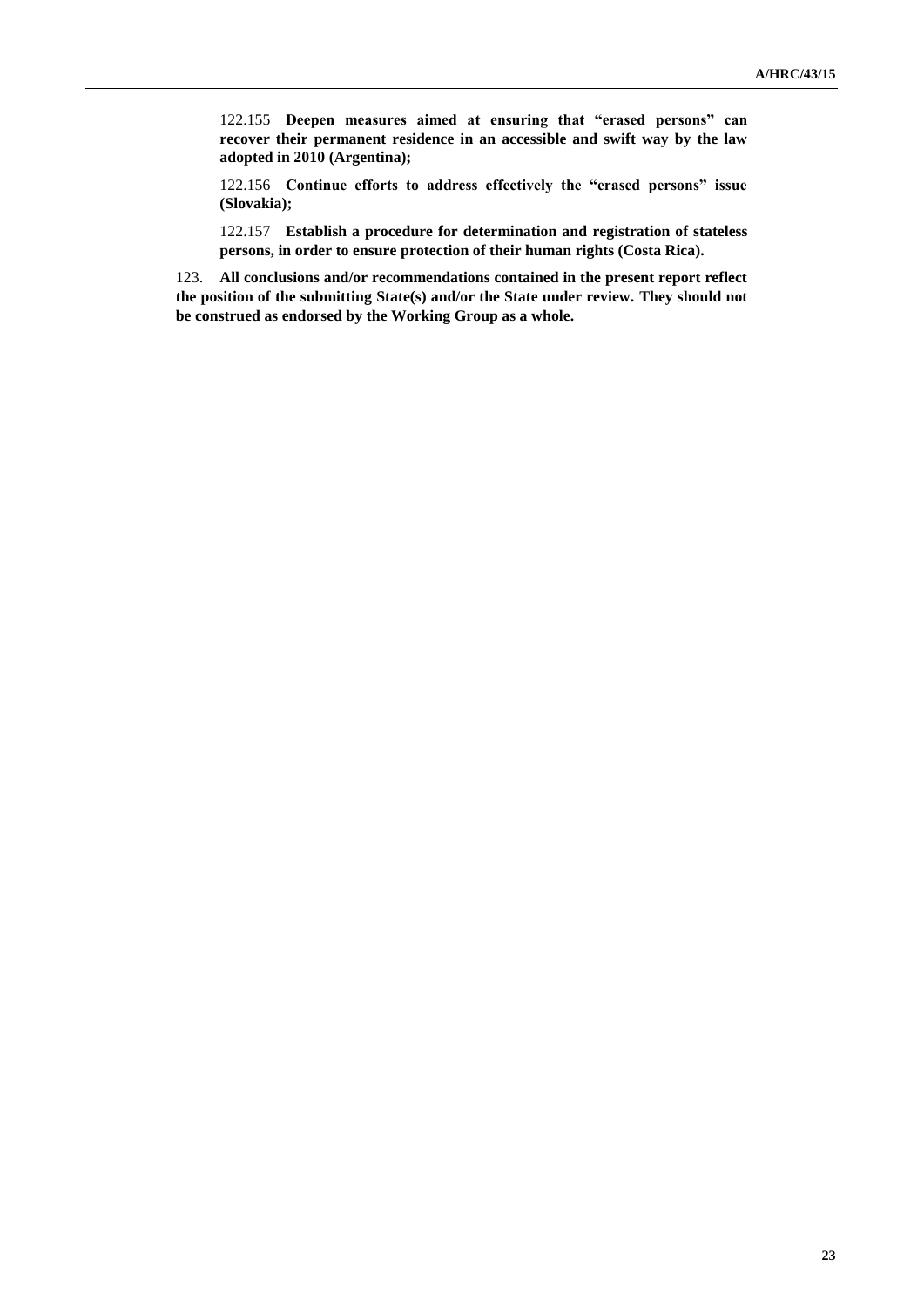122.155 **Deepen measures aimed at ensuring that "erased persons" can recover their permanent residence in an accessible and swift way by the law adopted in 2010 (Argentina);**

122.156 **Continue efforts to address effectively the "erased persons" issue (Slovakia);**

122.157 **Establish a procedure for determination and registration of stateless persons, in order to ensure protection of their human rights (Costa Rica).**

123. **All conclusions and/or recommendations contained in the present report reflect the position of the submitting State(s) and/or the State under review. They should not be construed as endorsed by the Working Group as a whole.**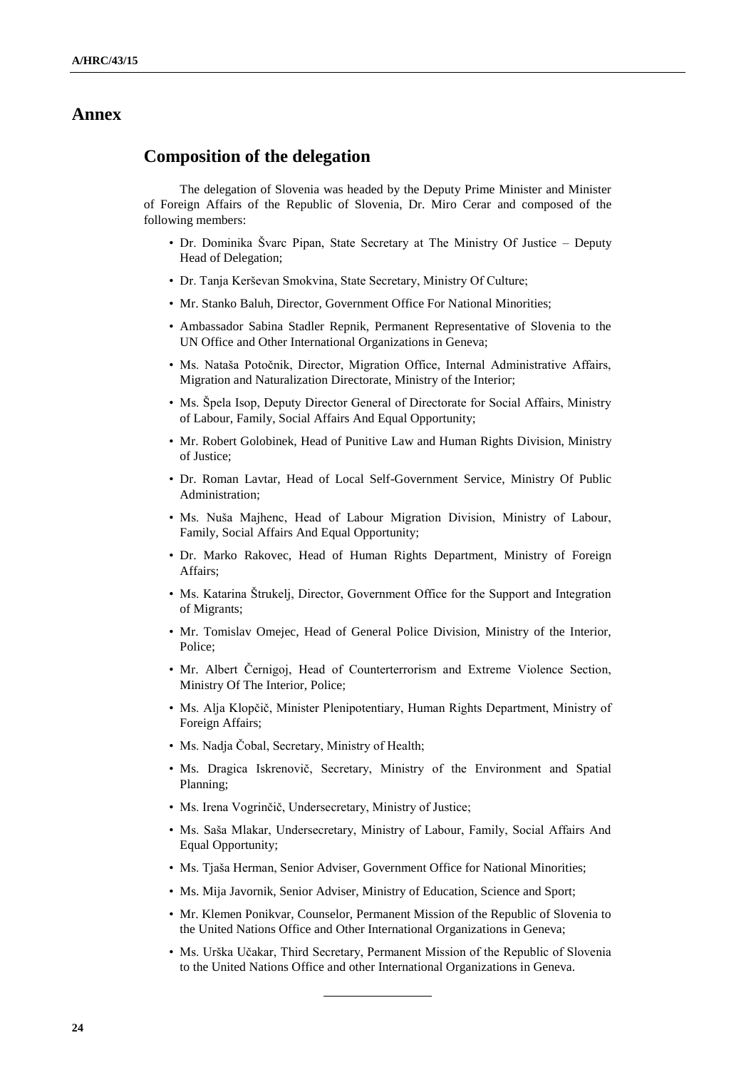# Annex

## Composition of the delegation

The delegation of Slovenia was headed by the Deputy Prime Minister and Minister of Foreign Affairs of the Republic of Slovenia, Dr. Miro Cerar and composed of the following members:

- Dr. Dominika Švarc Pipan, State Secretary at The Ministry Of Justice – Deputy Head of Delegation;
- Dr. Tanja Karševan Smokvina, State Secretary, Ministry Of Culture;
- Mr. Stanko Baluh, Director, Government Office For National Minorities;
- Ambassador Sabina Stadler Repnik, Permanent Representative of Slovenia to the UN Office and Other International Organizations in Geneva;
- Ms. Nataša Potočnik, Director, Migration Office, Internal Administrative Affairs, Migration and Naturalization Directorate, Ministry of the Interior;
- Ms. Špela Isop, Deputy Director General of Directorate for Social Affairs, Ministry of Labour, Family, Social Affairs And Equal Opportunity;
- Mr. Robert Golobinek, Head of Punitive Law and Human Rights Division, Ministry of Justice;
- Dr. Roman Lavtar, Head of Local Self-Government Service, Ministry Of Public Administration;
- Ms. Nuša Majhenc, Head of Labour Migration Division, Ministry of Labour, Family, Social Affairs And Equal Opportunity;
- Dr. Marko Rakovec, Head of Human Rights Department, Ministry of Foreign Affairs;
- Ms. Katarina Štrukelj, Director, Government Office for the Support and Integration of Migrants;
- Mr. Tomislav Omejec, Head of General Police Division, Ministry of the Interior, Police;
- Mr. Albert Černigoj, Head of Counterterrorism and Extreme Violence Section, Ministry Of The Interior, Police;
- Ms. Alja Klopčič, Minister Plenipotentiary, Human Rights Department, Ministry of Foreign Affairs;
- Ms. Nadja Čobal, Secretary, Ministry of Health;
- Ms. Dragica Iskrenovič, Secretary, Ministry of the Environment and Spatial Planning;
- Ms. Irena Vogrinčič, Undersecretary, Ministry of Justice;
- Ms. Saša Mlakar, Undersecretary, Ministry of Labour, Family, Social Affairs And Equal Opportunity;
- Ms. Tjaša Herman, Senior Adviser, Government Office for National Minorities;
- Ms. Mija Javornik, Senior Adviser, Ministry of Education, Science and Sport;
- Mr. Klemen Ponikvar, Counselor, Permanent Mission of the Republic of Slovenia to the United Nations Office and Other International Organizations in Geneva;
- Ms. Urška Učakar, Third Secretary, Permanent Mission of the Republic of Slovenia to the United Nations Office and other International Organizations in Geneva.